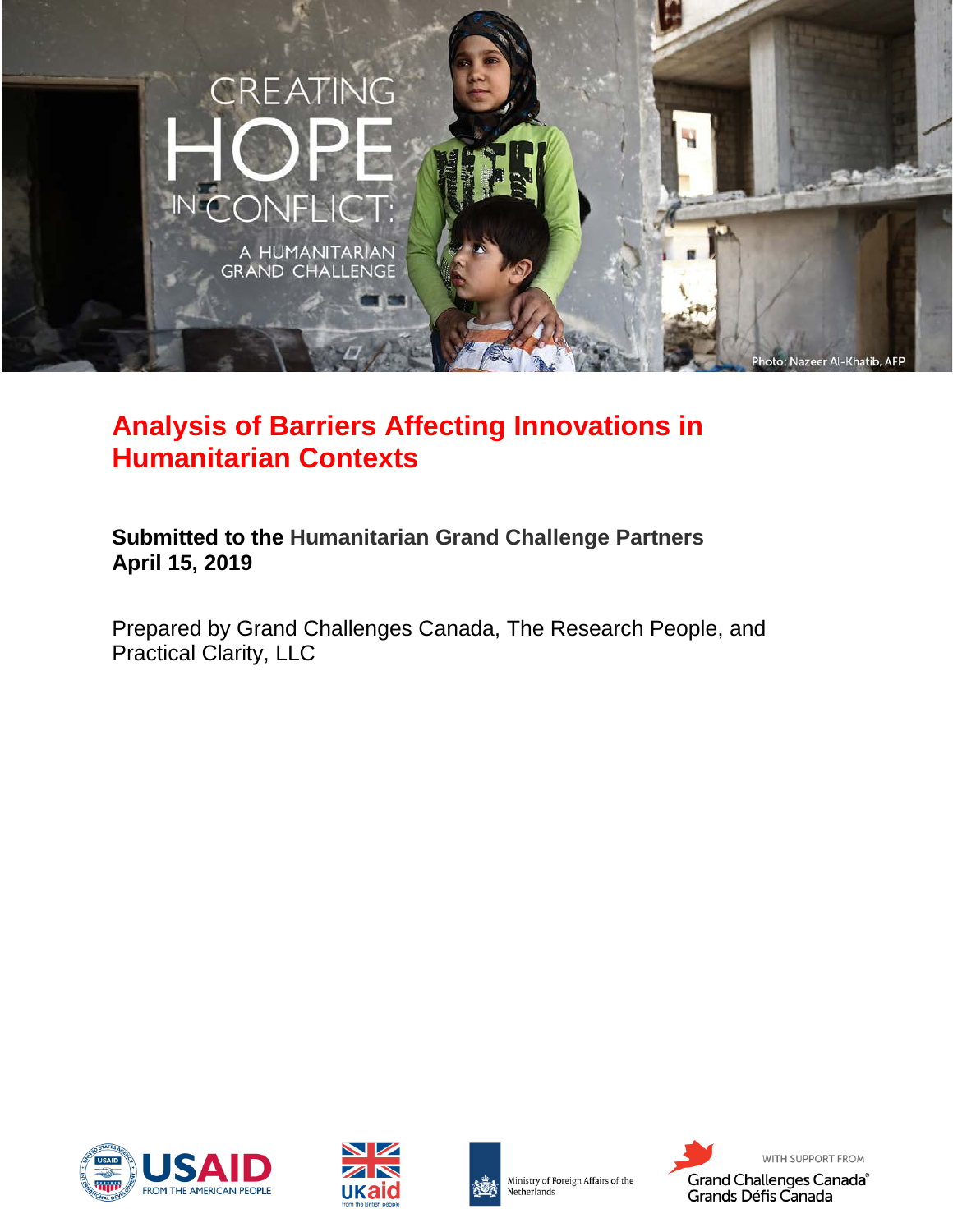CREATING HOPE IN CONFLICT: A HUMANITARIAN GRAND CHALLENGE

Photo: Nazeer Al-Khatib, AFP

# Analysis of Barriers Affecting Innovations in Humanitarian Contexts

**Submitted to the Humanitarian Grand Challenge Partners**
**April 15, 2019**

Prepared by Grand Challenges Canada, The Research People, and Practical Clarity, LLC

USAID FROM THE AMERICAN PEOPLE

UKaid from the British people

Ministry of Foreign Affairs of the Netherlands

WITH SUPPORT FROM Grand Challenges Canada® Grands Défis Canada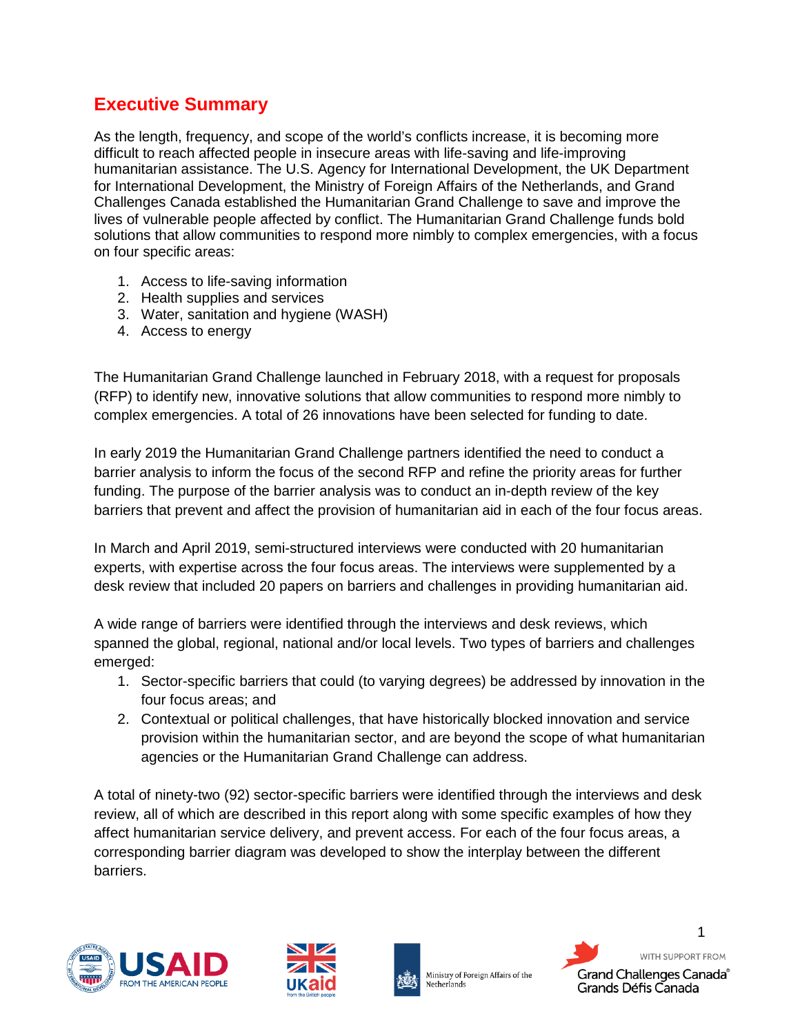## Executive Summary

As the length, frequency, and scope of the world's conflicts increase, it is becoming more difficult to reach affected people in insecure areas with life-saving and life-improving humanitarian assistance. The U.S. Agency for International Development, the UK Department for International Development, the Ministry of Foreign Affairs of the Netherlands, and Grand Challenges Canada established the Humanitarian Grand Challenge to save and improve the lives of vulnerable people affected by conflict. The Humanitarian Grand Challenge funds bold solutions that allow communities to respond more nimbly to complex emergencies, with a focus on four specific areas:

1. Access to life-saving information
2. Health supplies and services
3. Water, sanitation and hygiene (WASH)
4. Access to energy

The Humanitarian Grand Challenge launched in February 2018, with a request for proposals (RFP) to identify new, innovative solutions that allow communities to respond more nimbly to complex emergencies. A total of 26 innovations have been selected for funding to date.

In early 2019 the Humanitarian Grand Challenge partners identified the need to conduct a barrier analysis to inform the focus of the second RFP and refine the priority areas for further funding. The purpose of the barrier analysis was to conduct an in-depth review of the key barriers that prevent and affect the provision of humanitarian aid in each of the four focus areas.

In March and April 2019, semi-structured interviews were conducted with 20 humanitarian experts, with expertise across the four focus areas. The interviews were supplemented by a desk review that included 20 papers on barriers and challenges in providing humanitarian aid.

A wide range of barriers were identified through the interviews and desk reviews, which spanned the global, regional, national and/or local levels. Two types of barriers and challenges emerged:

1. Sector-specific barriers that could (to varying degrees) be addressed by innovation in the four focus areas; and
2. Contextual or political challenges, that have historically blocked innovation and service provision within the humanitarian sector, and are beyond the scope of what humanitarian agencies or the Humanitarian Grand Challenge can address.

A total of ninety-two (92) sector-specific barriers were identified through the interviews and desk review, all of which are described in this report along with some specific examples of how they affect humanitarian service delivery, and prevent access. For each of the four focus areas, a corresponding barrier diagram was developed to show the interplay between the different barriers.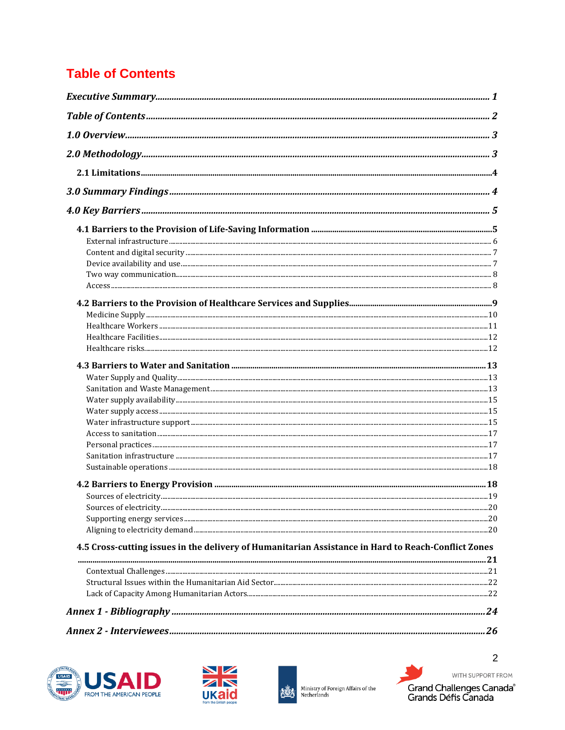# Table of Contents

*Executive Summary* ........ 1

*Table of Contents* ........ 2

*1.0 Overview* ........ 3

*2.0 Methodology* ........ 3

2.1 Limitations ........ 4

*3.0 Summary Findings* ........ 4

*4.0 Key Barriers* ........ 5

**4.1 Barriers to the Provision of Life-Saving Information** ........ 5

External infrastructure ........ 6

Content and digital security ........ 7

Device availability and use ........ 7

Two way communication ........ 8

Access ........ 8

**4.2 Barriers to the Provision of Healthcare Services and Supplies** ........ 9

Medicine Supply ........ 10

Healthcare Workers ........ 11

Healthcare Facilities ........ 12

Healthcare risks ........ 12

**4.3 Barriers to Water and Sanitation** ........ 13

Water Supply and Quality ........ 13

Sanitation and Waste Management ........ 13

Water supply availability ........ 15

Water supply access ........ 15

Water infrastructure support ........ 15

Access to sanitation ........ 17

Personal practices ........ 17

Sanitation infrastructure ........ 17

Sustainable operations ........ 18

**4.2 Barriers to Energy Provision** ........ 18

Sources of electricity ........ 19

Sources of electricity ........ 20

Supporting energy services ........ 20

Aligning to electricity demand ........ 20

**4.5 Cross-cutting issues in the delivery of Humanitarian Assistance in Hard to Reach-Conflict Zones** ........ 21

Contextual Challenges ........ 21

Structural Issues within the Humanitarian Aid Sector ........ 22

Lack of Capacity Among Humanitarian Actors ........ 22

*Annex 1 - Bibliography* ........ 24

*Annex 2 - Interviewees* ........ 26

USAID FROM THE AMERICAN PEOPLE | UKaid from the British people | Ministry of Foreign Affairs of the Netherlands | WITH SUPPORT FROM Grand Challenges Canada® Grands Défis Canada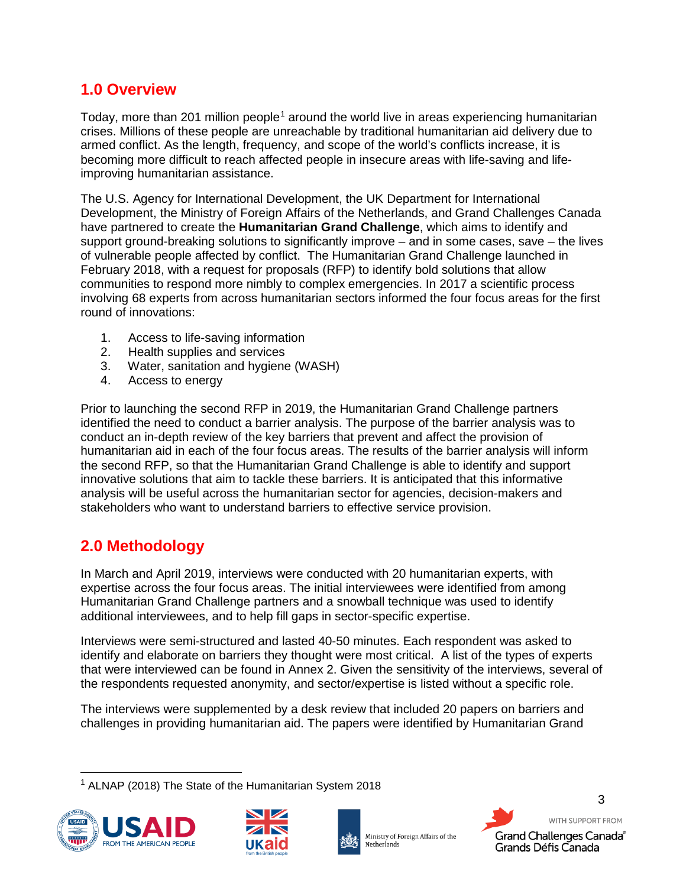## 1.0 Overview

Today, more than 201 million people[1] around the world live in areas experiencing humanitarian crises. Millions of these people are unreachable by traditional humanitarian aid delivery due to armed conflict. As the length, frequency, and scope of the world's conflicts increase, it is becoming more difficult to reach affected people in insecure areas with life-saving and life-improving humanitarian assistance.

The U.S. Agency for International Development, the UK Department for International Development, the Ministry of Foreign Affairs of the Netherlands, and Grand Challenges Canada have partnered to create the **Humanitarian Grand Challenge**, which aims to identify and support ground-breaking solutions to significantly improve – and in some cases, save – the lives of vulnerable people affected by conflict. The Humanitarian Grand Challenge launched in February 2018, with a request for proposals (RFP) to identify bold solutions that allow communities to respond more nimbly to complex emergencies. In 2017 a scientific process involving 68 experts from across humanitarian sectors informed the four focus areas for the first round of innovations:

1. Access to life-saving information
2. Health supplies and services
3. Water, sanitation and hygiene (WASH)
4. Access to energy

Prior to launching the second RFP in 2019, the Humanitarian Grand Challenge partners identified the need to conduct a barrier analysis. The purpose of the barrier analysis was to conduct an in-depth review of the key barriers that prevent and affect the provision of humanitarian aid in each of the four focus areas. The results of the barrier analysis will inform the second RFP, so that the Humanitarian Grand Challenge is able to identify and support innovative solutions that aim to tackle these barriers. It is anticipated that this informative analysis will be useful across the humanitarian sector for agencies, decision-makers and stakeholders who want to understand barriers to effective service provision.

## 2.0 Methodology

In March and April 2019, interviews were conducted with 20 humanitarian experts, with expertise across the four focus areas. The initial interviewees were identified from among Humanitarian Grand Challenge partners and a snowball technique was used to identify additional interviewees, and to help fill gaps in sector-specific expertise.

Interviews were semi-structured and lasted 40-50 minutes. Each respondent was asked to identify and elaborate on barriers they thought were most critical. A list of the types of experts that were interviewed can be found in Annex 2. Given the sensitivity of the interviews, several of the respondents requested anonymity, and sector/expertise is listed without a specific role.

The interviews were supplemented by a desk review that included 20 papers on barriers and challenges in providing humanitarian aid. The papers were identified by Humanitarian Grand

[1] ALNAP (2018) The State of the Humanitarian System 2018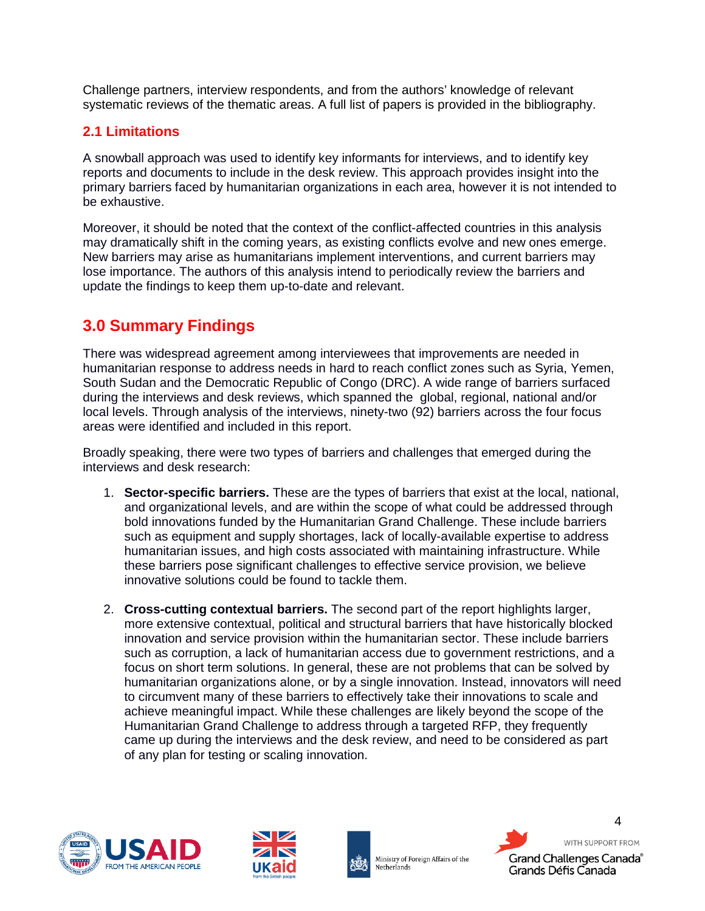Challenge partners, interview respondents, and from the authors' knowledge of relevant systematic reviews of the thematic areas. A full list of papers is provided in the bibliography.

### 2.1 Limitations

A snowball approach was used to identify key informants for interviews, and to identify key reports and documents to include in the desk review. This approach provides insight into the primary barriers faced by humanitarian organizations in each area, however it is not intended to be exhaustive.

Moreover, it should be noted that the context of the conflict-affected countries in this analysis may dramatically shift in the coming years, as existing conflicts evolve and new ones emerge. New barriers may arise as humanitarians implement interventions, and current barriers may lose importance. The authors of this analysis intend to periodically review the barriers and update the findings to keep them up-to-date and relevant.

## 3.0 Summary Findings

There was widespread agreement among interviewees that improvements are needed in humanitarian response to address needs in hard to reach conflict zones such as Syria, Yemen, South Sudan and the Democratic Republic of Congo (DRC). A wide range of barriers surfaced during the interviews and desk reviews, which spanned the global, regional, national and/or local levels. Through analysis of the interviews, ninety-two (92) barriers across the four focus areas were identified and included in this report.

Broadly speaking, there were two types of barriers and challenges that emerged during the interviews and desk research:

1. **Sector-specific barriers.** These are the types of barriers that exist at the local, national, and organizational levels, and are within the scope of what could be addressed through bold innovations funded by the Humanitarian Grand Challenge. These include barriers such as equipment and supply shortages, lack of locally-available expertise to address humanitarian issues, and high costs associated with maintaining infrastructure. While these barriers pose significant challenges to effective service provision, we believe innovative solutions could be found to tackle them.

2. **Cross-cutting contextual barriers.** The second part of the report highlights larger, more extensive contextual, political and structural barriers that have historically blocked innovation and service provision within the humanitarian sector. These include barriers such as corruption, a lack of humanitarian access due to government restrictions, and a focus on short term solutions. In general, these are not problems that can be solved by humanitarian organizations alone, or by a single innovation. Instead, innovators will need to circumvent many of these barriers to effectively take their innovations to scale and achieve meaningful impact. While these challenges are likely beyond the scope of the Humanitarian Grand Challenge to address through a targeted RFP, they frequently came up during the interviews and the desk review, and need to be considered as part of any plan for testing or scaling innovation.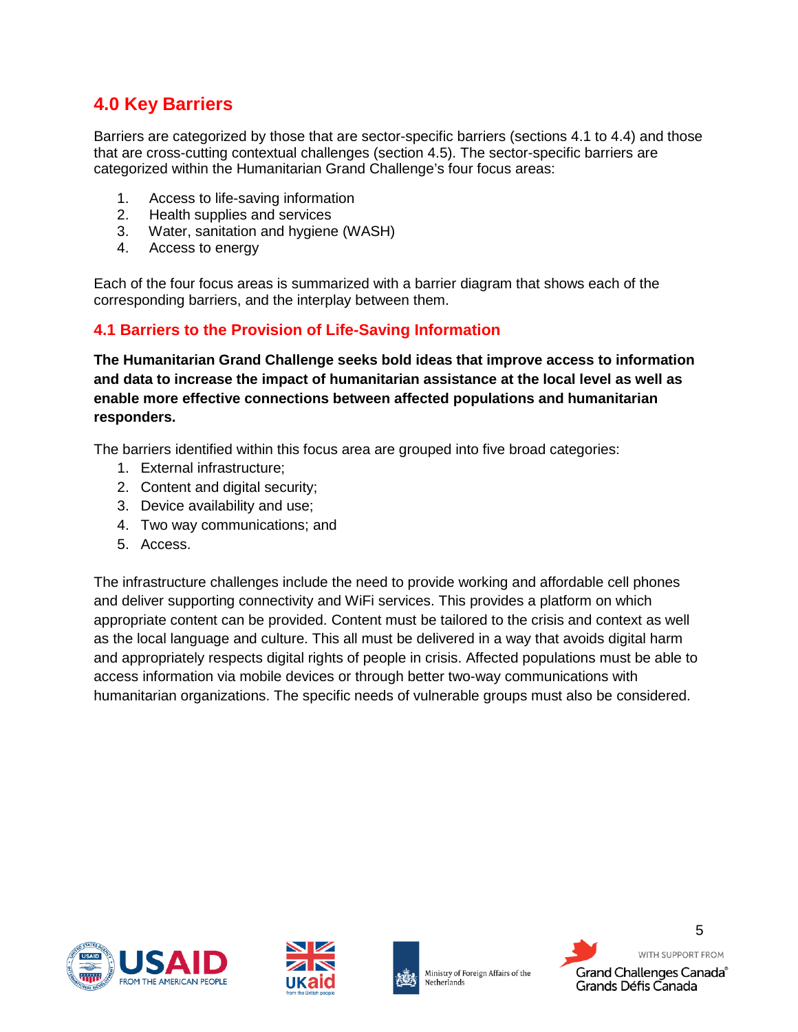## 4.0 Key Barriers

Barriers are categorized by those that are sector-specific barriers (sections 4.1 to 4.4) and those that are cross-cutting contextual challenges (section 4.5). The sector-specific barriers are categorized within the Humanitarian Grand Challenge's four focus areas:

1. Access to life-saving information
2. Health supplies and services
3. Water, sanitation and hygiene (WASH)
4. Access to energy

Each of the four focus areas is summarized with a barrier diagram that shows each of the corresponding barriers, and the interplay between them.

### 4.1 Barriers to the Provision of Life-Saving Information

**The Humanitarian Grand Challenge seeks bold ideas that improve access to information and data to increase the impact of humanitarian assistance at the local level as well as enable more effective connections between affected populations and humanitarian responders.**

The barriers identified within this focus area are grouped into five broad categories:

1. External infrastructure;
2. Content and digital security;
3. Device availability and use;
4. Two way communications; and
5. Access.

The infrastructure challenges include the need to provide working and affordable cell phones and deliver supporting connectivity and WiFi services. This provides a platform on which appropriate content can be provided. Content must be tailored to the crisis and context as well as the local language and culture. This all must be delivered in a way that avoids digital harm and appropriately respects digital rights of people in crisis. Affected populations must be able to access information via mobile devices or through better two-way communications with humanitarian organizations. The specific needs of vulnerable groups must also be considered.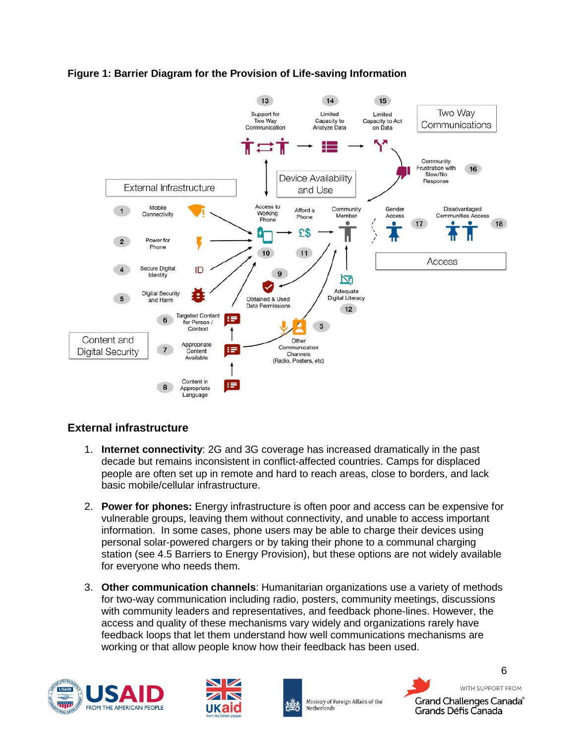**Figure 1: Barrier Diagram for the Provision of Life-saving Information**

## External infrastructure

1. **Internet connectivity**: 2G and 3G coverage has increased dramatically in the past decade but remains inconsistent in conflict-affected countries. Camps for displaced people are often set up in remote and hard to reach areas, close to borders, and lack basic mobile/cellular infrastructure.

2. **Power for phones:** Energy infrastructure is often poor and access can be expensive for vulnerable groups, leaving them without connectivity, and unable to access important information. In some cases, phone users may be able to charge their devices using personal solar-powered chargers or by taking their phone to a communal charging station (see 4.5 Barriers to Energy Provision), but these options are not widely available for everyone who needs them.

3. **Other communication channels**: Humanitarian organizations use a variety of methods for two-way communication including radio, posters, community meetings, discussions with community leaders and representatives, and feedback phone-lines. However, the access and quality of these mechanisms vary widely and organizations rarely have feedback loops that let them understand how well communications mechanisms are working or that allow people know how their feedback has been used.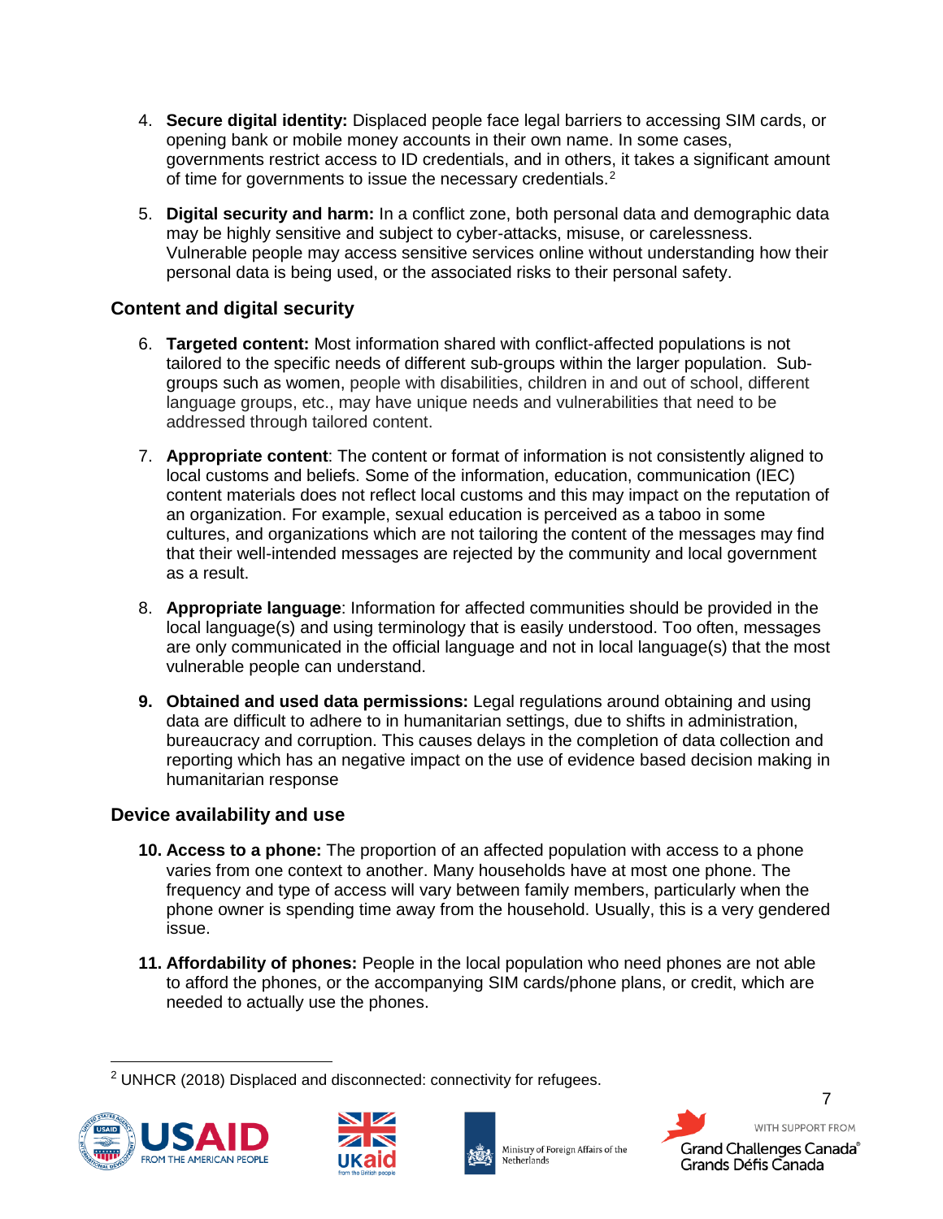4. **Secure digital identity:** Displaced people face legal barriers to accessing SIM cards, or opening bank or mobile money accounts in their own name. In some cases, governments restrict access to ID credentials, and in others, it takes a significant amount of time for governments to issue the necessary credentials.[2]

5. **Digital security and harm:** In a conflict zone, both personal data and demographic data may be highly sensitive and subject to cyber-attacks, misuse, or carelessness. Vulnerable people may access sensitive services online without understanding how their personal data is being used, or the associated risks to their personal safety.

### Content and digital security

6. **Targeted content:** Most information shared with conflict-affected populations is not tailored to the specific needs of different sub-groups within the larger population. Sub-groups such as women, people with disabilities, children in and out of school, different language groups, etc., may have unique needs and vulnerabilities that need to be addressed through tailored content.

7. **Appropriate content**: The content or format of information is not consistently aligned to local customs and beliefs. Some of the information, education, communication (IEC) content materials does not reflect local customs and this may impact on the reputation of an organization. For example, sexual education is perceived as a taboo in some cultures, and organizations which are not tailoring the content of the messages may find that their well-intended messages are rejected by the community and local government as a result.

8. **Appropriate language**: Information for affected communities should be provided in the local language(s) and using terminology that is easily understood. Too often, messages are only communicated in the official language and not in local language(s) that the most vulnerable people can understand.

9. **Obtained and used data permissions:** Legal regulations around obtaining and using data are difficult to adhere to in humanitarian settings, due to shifts in administration, bureaucracy and corruption. This causes delays in the completion of data collection and reporting which has an negative impact on the use of evidence based decision making in humanitarian response

### Device availability and use

10. **Access to a phone:** The proportion of an affected population with access to a phone varies from one context to another. Many households have at most one phone. The frequency and type of access will vary between family members, particularly when the phone owner is spending time away from the household. Usually, this is a very gendered issue.

11. **Affordability of phones:** People in the local population who need phones are not able to afford the phones, or the accompanying SIM cards/phone plans, or credit, which are needed to actually use the phones.

[2] UNHCR (2018) Displaced and disconnected: connectivity for refugees.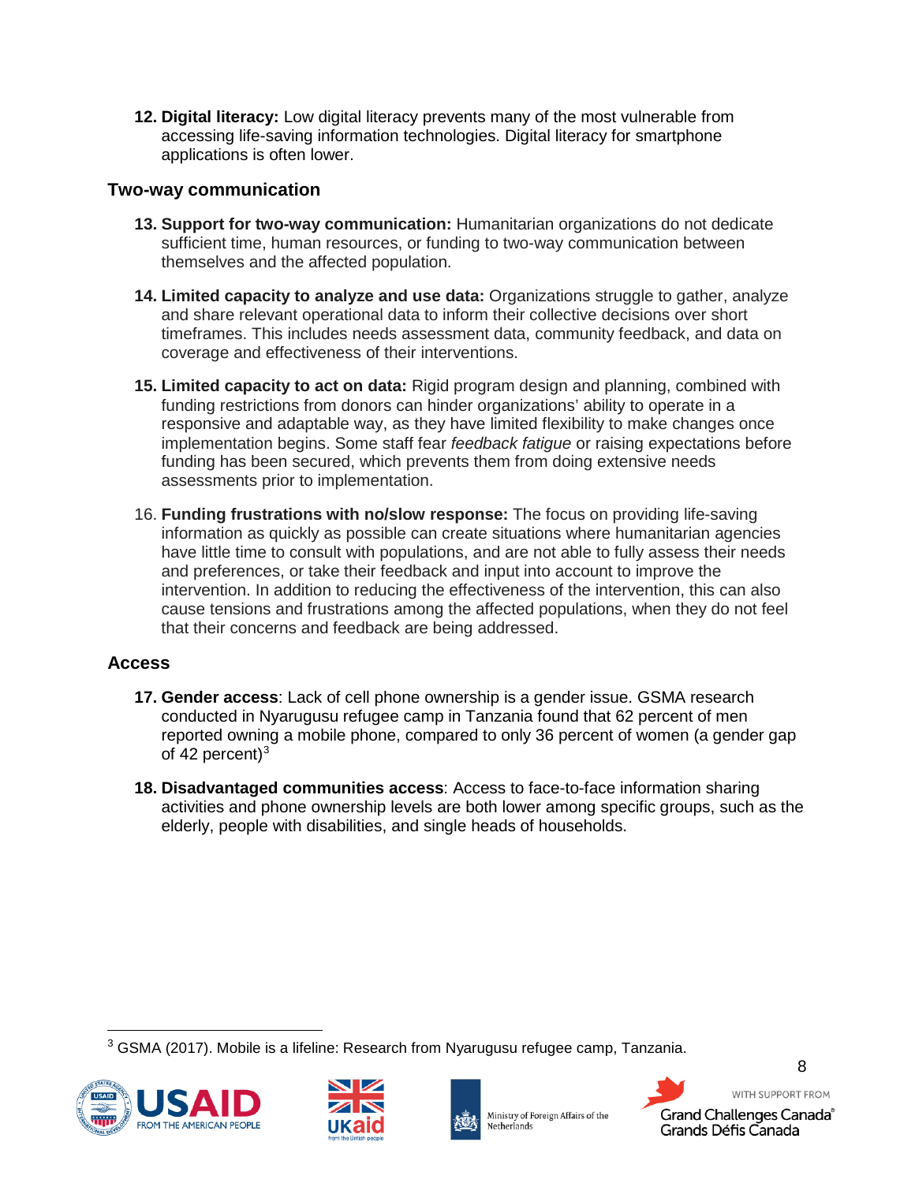12. **Digital literacy:** Low digital literacy prevents many of the most vulnerable from accessing life-saving information technologies. Digital literacy for smartphone applications is often lower.

## Two-way communication

13. **Support for two-way communication:** Humanitarian organizations do not dedicate sufficient time, human resources, or funding to two-way communication between themselves and the affected population.

14. **Limited capacity to analyze and use data:** Organizations struggle to gather, analyze and share relevant operational data to inform their collective decisions over short timeframes. This includes needs assessment data, community feedback, and data on coverage and effectiveness of their interventions.

15. **Limited capacity to act on data:** Rigid program design and planning, combined with funding restrictions from donors can hinder organizations' ability to operate in a responsive and adaptable way, as they have limited flexibility to make changes once implementation begins. Some staff fear *feedback fatigue* or raising expectations before funding has been secured, which prevents them from doing extensive needs assessments prior to implementation.

16. **Funding frustrations with no/slow response:** The focus on providing life-saving information as quickly as possible can create situations where humanitarian agencies have little time to consult with populations, and are not able to fully assess their needs and preferences, or take their feedback and input into account to improve the intervention. In addition to reducing the effectiveness of the intervention, this can also cause tensions and frustrations among the affected populations, when they do not feel that their concerns and feedback are being addressed.

## Access

17. **Gender access**: Lack of cell phone ownership is a gender issue. GSMA research conducted in Nyarugusu refugee camp in Tanzania found that 62 percent of men reported owning a mobile phone, compared to only 36 percent of women (a gender gap of 42 percent)[3]

18. **Disadvantaged communities access**: Access to face-to-face information sharing activities and phone ownership levels are both lower among specific groups, such as the elderly, people with disabilities, and single heads of households.

---

[3] GSMA (2017). Mobile is a lifeline: Research from Nyarugusu refugee camp, Tanzania.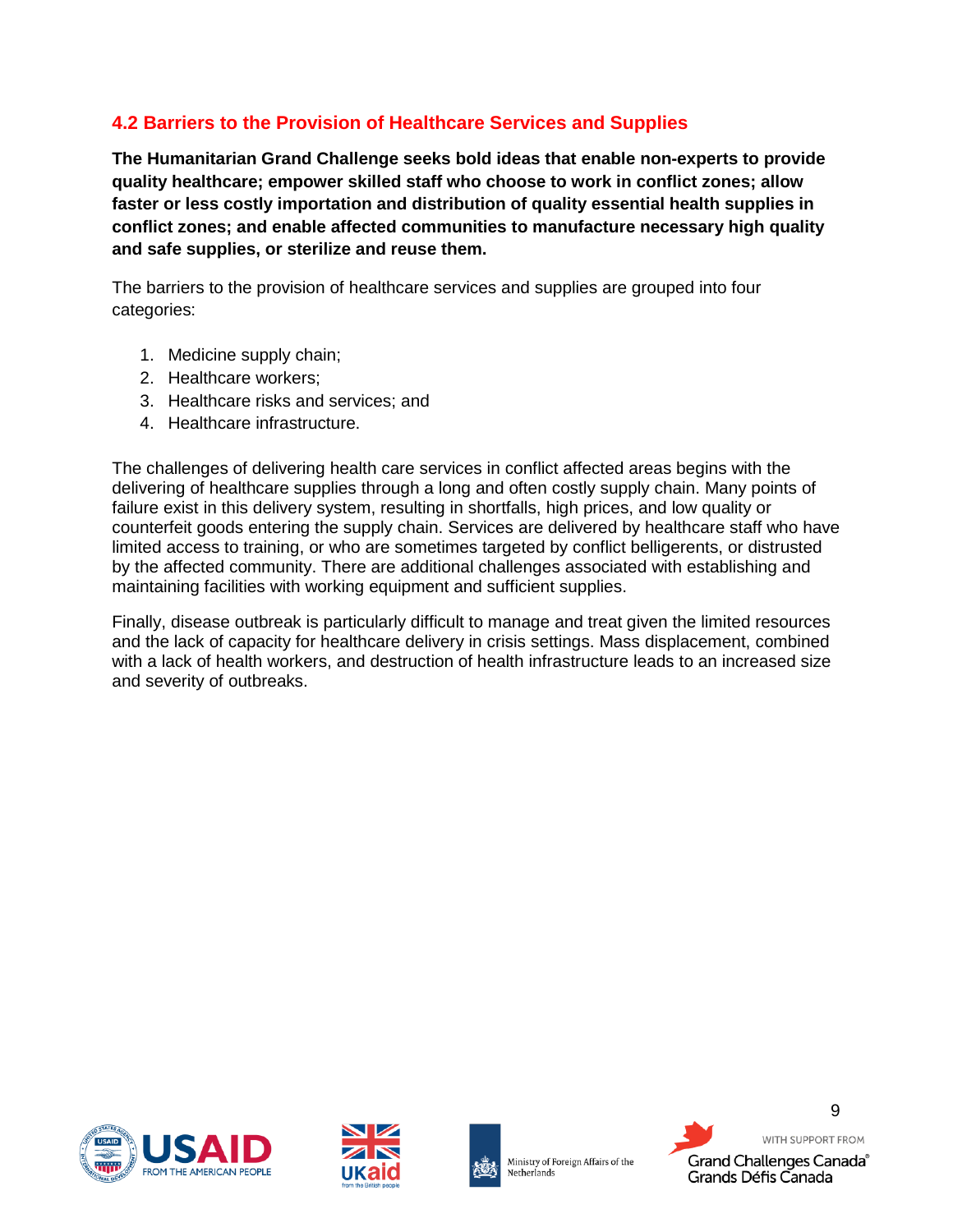## 4.2 Barriers to the Provision of Healthcare Services and Supplies

**The Humanitarian Grand Challenge seeks bold ideas that enable non-experts to provide quality healthcare; empower skilled staff who choose to work in conflict zones; allow faster or less costly importation and distribution of quality essential health supplies in conflict zones; and enable affected communities to manufacture necessary high quality and safe supplies, or sterilize and reuse them.**

The barriers to the provision of healthcare services and supplies are grouped into four categories:

1. Medicine supply chain;
2. Healthcare workers;
3. Healthcare risks and services; and
4. Healthcare infrastructure.

The challenges of delivering health care services in conflict affected areas begins with the delivering of healthcare supplies through a long and often costly supply chain. Many points of failure exist in this delivery system, resulting in shortfalls, high prices, and low quality or counterfeit goods entering the supply chain. Services are delivered by healthcare staff who have limited access to training, or who are sometimes targeted by conflict belligerents, or distrusted by the affected community. There are additional challenges associated with establishing and maintaining facilities with working equipment and sufficient supplies.

Finally, disease outbreak is particularly difficult to manage and treat given the limited resources and the lack of capacity for healthcare delivery in crisis settings. Mass displacement, combined with a lack of health workers, and destruction of health infrastructure leads to an increased size and severity of outbreaks.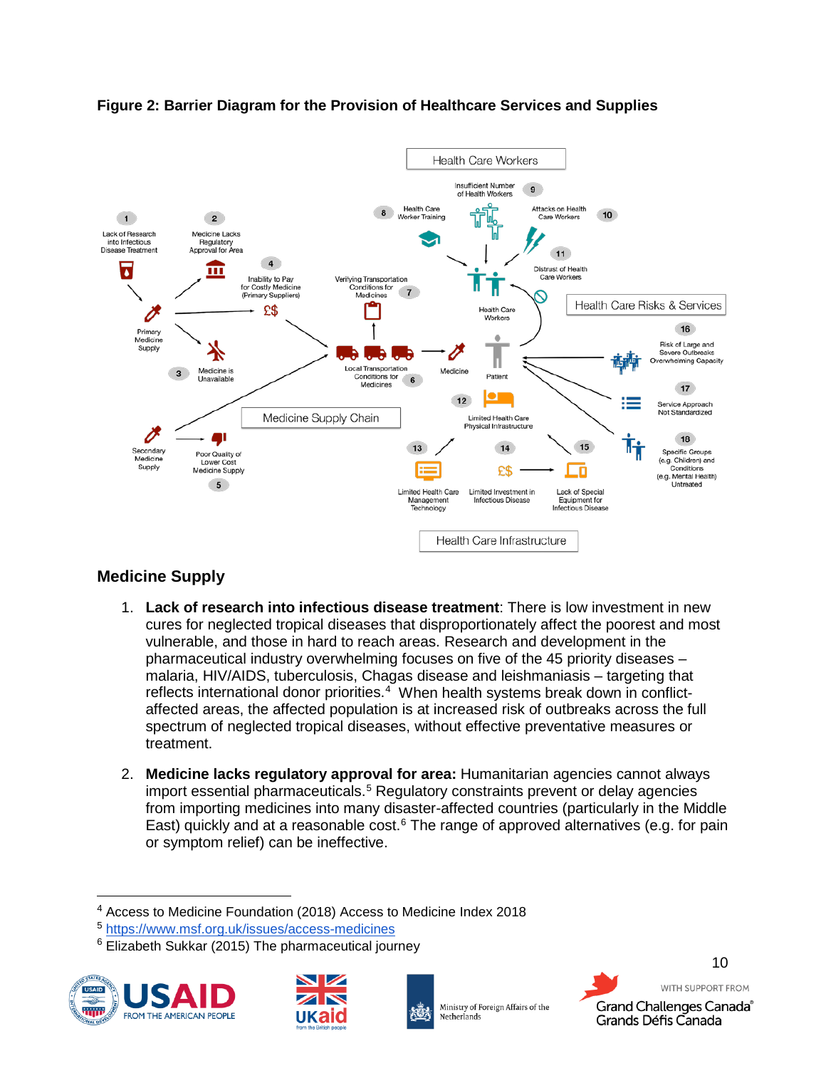**Figure 2: Barrier Diagram for the Provision of Healthcare Services and Supplies**

## Medicine Supply

1. **Lack of research into infectious disease treatment**: There is low investment in new cures for neglected tropical diseases that disproportionately affect the poorest and most vulnerable, and those in hard to reach areas. Research and development in the pharmaceutical industry overwhelming focuses on five of the 45 priority diseases – malaria, HIV/AIDS, tuberculosis, Chagas disease and leishmaniasis – targeting that reflects international donor priorities.[4] When health systems break down in conflict-affected areas, the affected population is at increased risk of outbreaks across the full spectrum of neglected tropical diseases, without effective preventative measures or treatment.

2. **Medicine lacks regulatory approval for area:** Humanitarian agencies cannot always import essential pharmaceuticals.[5] Regulatory constraints prevent or delay agencies from importing medicines into many disaster-affected countries (particularly in the Middle East) quickly and at a reasonable cost.[6] The range of approved alternatives (e.g. for pain or symptom relief) can be ineffective.

---

[4] Access to Medicine Foundation (2018) Access to Medicine Index 2018

[5] https://www.msf.org.uk/issues/access-medicines

[6] Elizabeth Sukkar (2015) The pharmaceutical journey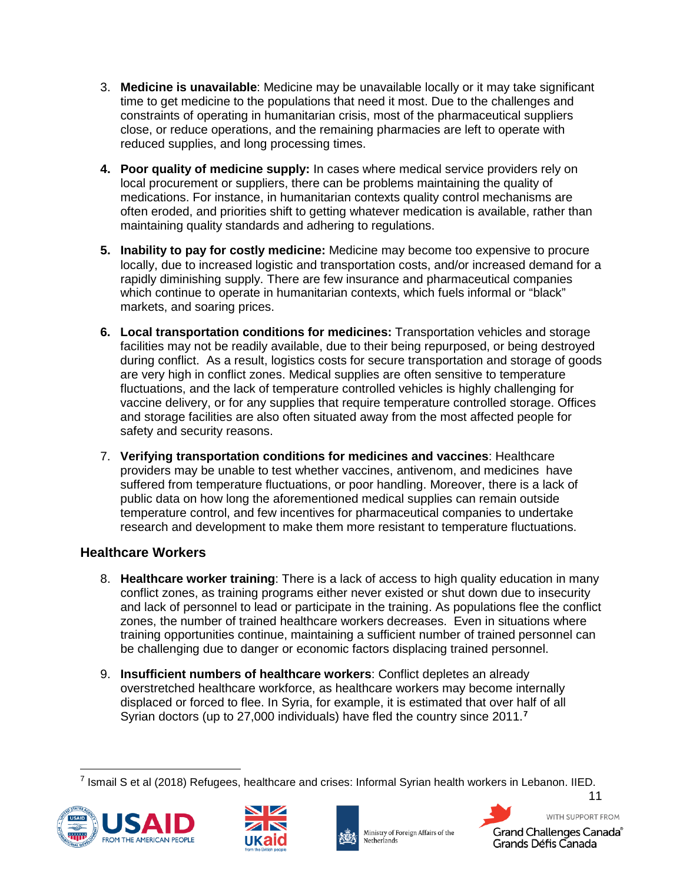3. **Medicine is unavailable**: Medicine may be unavailable locally or it may take significant time to get medicine to the populations that need it most. Due to the challenges and constraints of operating in humanitarian crisis, most of the pharmaceutical suppliers close, or reduce operations, and the remaining pharmacies are left to operate with reduced supplies, and long processing times.

4. **Poor quality of medicine supply:** In cases where medical service providers rely on local procurement or suppliers, there can be problems maintaining the quality of medications. For instance, in humanitarian contexts quality control mechanisms are often eroded, and priorities shift to getting whatever medication is available, rather than maintaining quality standards and adhering to regulations.

5. **Inability to pay for costly medicine:** Medicine may become too expensive to procure locally, due to increased logistic and transportation costs, and/or increased demand for a rapidly diminishing supply. There are few insurance and pharmaceutical companies which continue to operate in humanitarian contexts, which fuels informal or "black" markets, and soaring prices.

6. **Local transportation conditions for medicines:** Transportation vehicles and storage facilities may not be readily available, due to their being repurposed, or being destroyed during conflict. As a result, logistics costs for secure transportation and storage of goods are very high in conflict zones. Medical supplies are often sensitive to temperature fluctuations, and the lack of temperature controlled vehicles is highly challenging for vaccine delivery, or for any supplies that require temperature controlled storage. Offices and storage facilities are also often situated away from the most affected people for safety and security reasons.

7. **Verifying transportation conditions for medicines and vaccines**: Healthcare providers may be unable to test whether vaccines, antivenom, and medicines have suffered from temperature fluctuations, or poor handling. Moreover, there is a lack of public data on how long the aforementioned medical supplies can remain outside temperature control, and few incentives for pharmaceutical companies to undertake research and development to make them more resistant to temperature fluctuations.

## Healthcare Workers

8. **Healthcare worker training**: There is a lack of access to high quality education in many conflict zones, as training programs either never existed or shut down due to insecurity and lack of personnel to lead or participate in the training. As populations flee the conflict zones, the number of trained healthcare workers decreases. Even in situations where training opportunities continue, maintaining a sufficient number of trained personnel can be challenging due to danger or economic factors displacing trained personnel.

9. **Insufficient numbers of healthcare workers**: Conflict depletes an already overstretched healthcare workforce, as healthcare workers may become internally displaced or forced to flee. In Syria, for example, it is estimated that over half of all Syrian doctors (up to 27,000 individuals) have fled the country since 2011.[7]

[7] Ismail S et al (2018) Refugees, healthcare and crises: Informal Syrian health workers in Lebanon. IIED.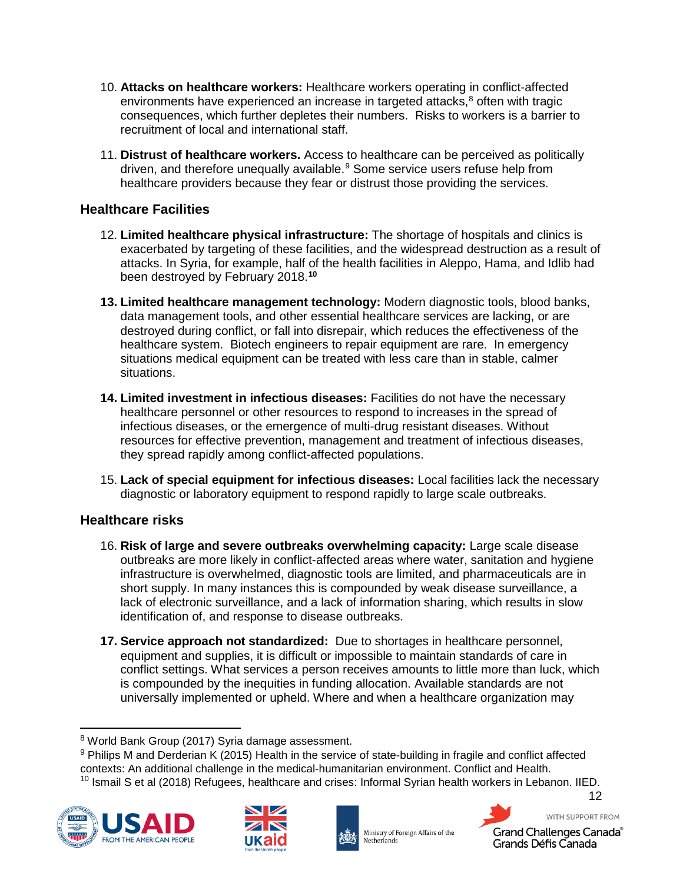10. **Attacks on healthcare workers:** Healthcare workers operating in conflict-affected environments have experienced an increase in targeted attacks,[8] often with tragic consequences, which further depletes their numbers. Risks to workers is a barrier to recruitment of local and international staff.

11. **Distrust of healthcare workers.** Access to healthcare can be perceived as politically driven, and therefore unequally available.[9] Some service users refuse help from healthcare providers because they fear or distrust those providing the services.

### Healthcare Facilities

12. **Limited healthcare physical infrastructure:** The shortage of hospitals and clinics is exacerbated by targeting of these facilities, and the widespread destruction as a result of attacks. In Syria, for example, half of the health facilities in Aleppo, Hama, and Idlib had been destroyed by February 2018.[10]

13. **Limited healthcare management technology:** Modern diagnostic tools, blood banks, data management tools, and other essential healthcare services are lacking, or are destroyed during conflict, or fall into disrepair, which reduces the effectiveness of the healthcare system. Biotech engineers to repair equipment are rare. In emergency situations medical equipment can be treated with less care than in stable, calmer situations.

14. **Limited investment in infectious diseases:** Facilities do not have the necessary healthcare personnel or other resources to respond to increases in the spread of infectious diseases, or the emergence of multi-drug resistant diseases. Without resources for effective prevention, management and treatment of infectious diseases, they spread rapidly among conflict-affected populations.

15. **Lack of special equipment for infectious diseases:** Local facilities lack the necessary diagnostic or laboratory equipment to respond rapidly to large scale outbreaks.

### Healthcare risks

16. **Risk of large and severe outbreaks overwhelming capacity:** Large scale disease outbreaks are more likely in conflict-affected areas where water, sanitation and hygiene infrastructure is overwhelmed, diagnostic tools are limited, and pharmaceuticals are in short supply. In many instances this is compounded by weak disease surveillance, a lack of electronic surveillance, and a lack of information sharing, which results in slow identification of, and response to disease outbreaks.

17. **Service approach not standardized:** Due to shortages in healthcare personnel, equipment and supplies, it is difficult or impossible to maintain standards of care in conflict settings. What services a person receives amounts to little more than luck, which is compounded by the inequities in funding allocation. Available standards are not universally implemented or upheld. Where and when a healthcare organization may

---

[8] World Bank Group (2017) Syria damage assessment.

[9] Philips M and Derderian K (2015) Health in the service of state-building in fragile and conflict affected contexts: An additional challenge in the medical-humanitarian environment. Conflict and Health.

[10] Ismail S et al (2018) Refugees, healthcare and crises: Informal Syrian health workers in Lebanon. IIED.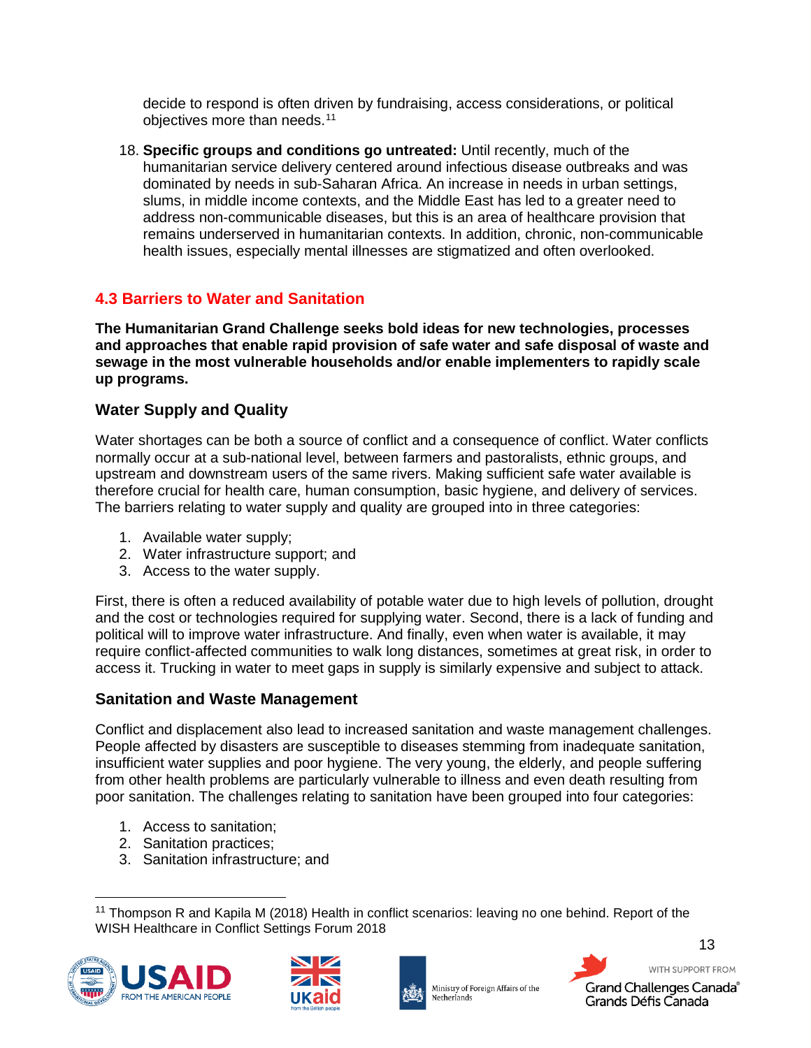decide to respond is often driven by fundraising, access considerations, or political objectives more than needs.[11]

18. **Specific groups and conditions go untreated:** Until recently, much of the humanitarian service delivery centered around infectious disease outbreaks and was dominated by needs in sub-Saharan Africa. An increase in needs in urban settings, slums, in middle income contexts, and the Middle East has led to a greater need to address non-communicable diseases, but this is an area of healthcare provision that remains underserved in humanitarian contexts. In addition, chronic, non-communicable health issues, especially mental illnesses are stigmatized and often overlooked.

## 4.3 Barriers to Water and Sanitation

**The Humanitarian Grand Challenge seeks bold ideas for new technologies, processes and approaches that enable rapid provision of safe water and safe disposal of waste and sewage in the most vulnerable households and/or enable implementers to rapidly scale up programs.**

### Water Supply and Quality

Water shortages can be both a source of conflict and a consequence of conflict. Water conflicts normally occur at a sub-national level, between farmers and pastoralists, ethnic groups, and upstream and downstream users of the same rivers. Making sufficient safe water available is therefore crucial for health care, human consumption, basic hygiene, and delivery of services. The barriers relating to water supply and quality are grouped into in three categories:

1. Available water supply;
2. Water infrastructure support; and
3. Access to the water supply.

First, there is often a reduced availability of potable water due to high levels of pollution, drought and the cost or technologies required for supplying water. Second, there is a lack of funding and political will to improve water infrastructure. And finally, even when water is available, it may require conflict-affected communities to walk long distances, sometimes at great risk, in order to access it. Trucking in water to meet gaps in supply is similarly expensive and subject to attack.

### Sanitation and Waste Management

Conflict and displacement also lead to increased sanitation and waste management challenges. People affected by disasters are susceptible to diseases stemming from inadequate sanitation, insufficient water supplies and poor hygiene. The very young, the elderly, and people suffering from other health problems are particularly vulnerable to illness and even death resulting from poor sanitation. The challenges relating to sanitation have been grouped into four categories:

1. Access to sanitation;
2. Sanitation practices;
3. Sanitation infrastructure; and

[11] Thompson R and Kapila M (2018) Health in conflict scenarios: leaving no one behind. Report of the WISH Healthcare in Conflict Settings Forum 2018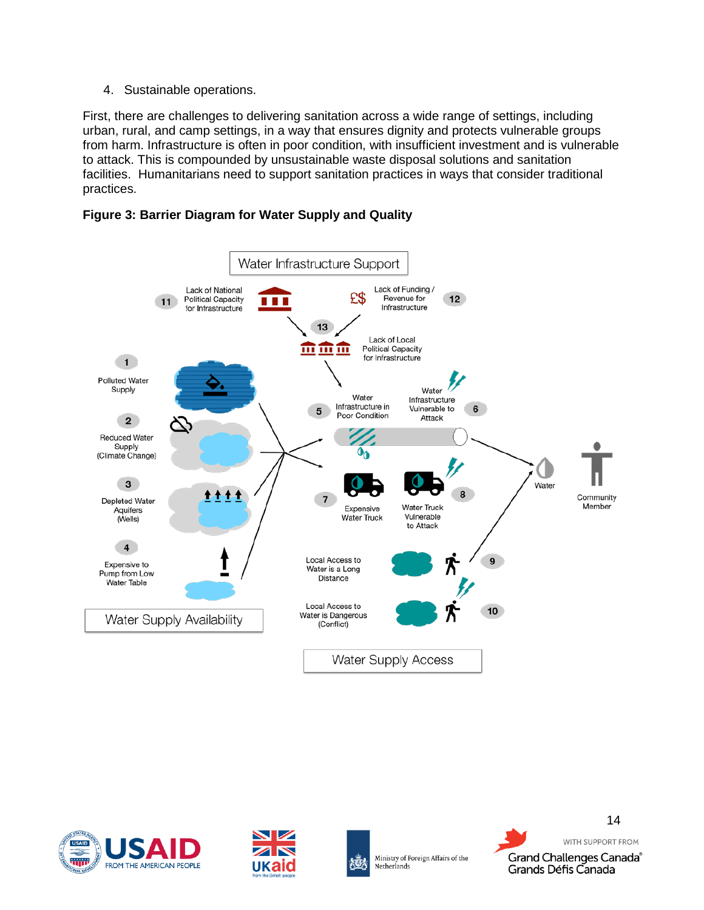4. Sustainable operations.

First, there are challenges to delivering sanitation across a wide range of settings, including urban, rural, and camp settings, in a way that ensures dignity and protects vulnerable groups from harm. Infrastructure is often in poor condition, with insufficient investment and is vulnerable to attack. This is compounded by unsustainable waste disposal solutions and sanitation facilities. Humanitarians need to support sanitation practices in ways that consider traditional practices.

**Figure 3: Barrier Diagram for Water Supply and Quality**

Water Infrastructure Support

11 Lack of National Political Capacity for Infrastructure

12 Lack of Funding / Revenue for Infrastructure

13 Lack of Local Political Capacity for Infrastructure

1 Polluted Water Supply

2 Reduced Water Supply (Climate Change)

3 Depleted Water Aquifers (Wells)

4 Expensive to Pump from Low Water Table

Water Supply Availability

5 Water Infrastructure in Poor Condition

6 Water Infrastructure Vulnerable to Attack

7 Expensive Water Truck

8 Water Truck Vulnerable to Attack

9 Local Access to Water is a Long Distance

10 Local Access to Water is Dangerous (Conflict)

Water Supply Access

Water

Community Member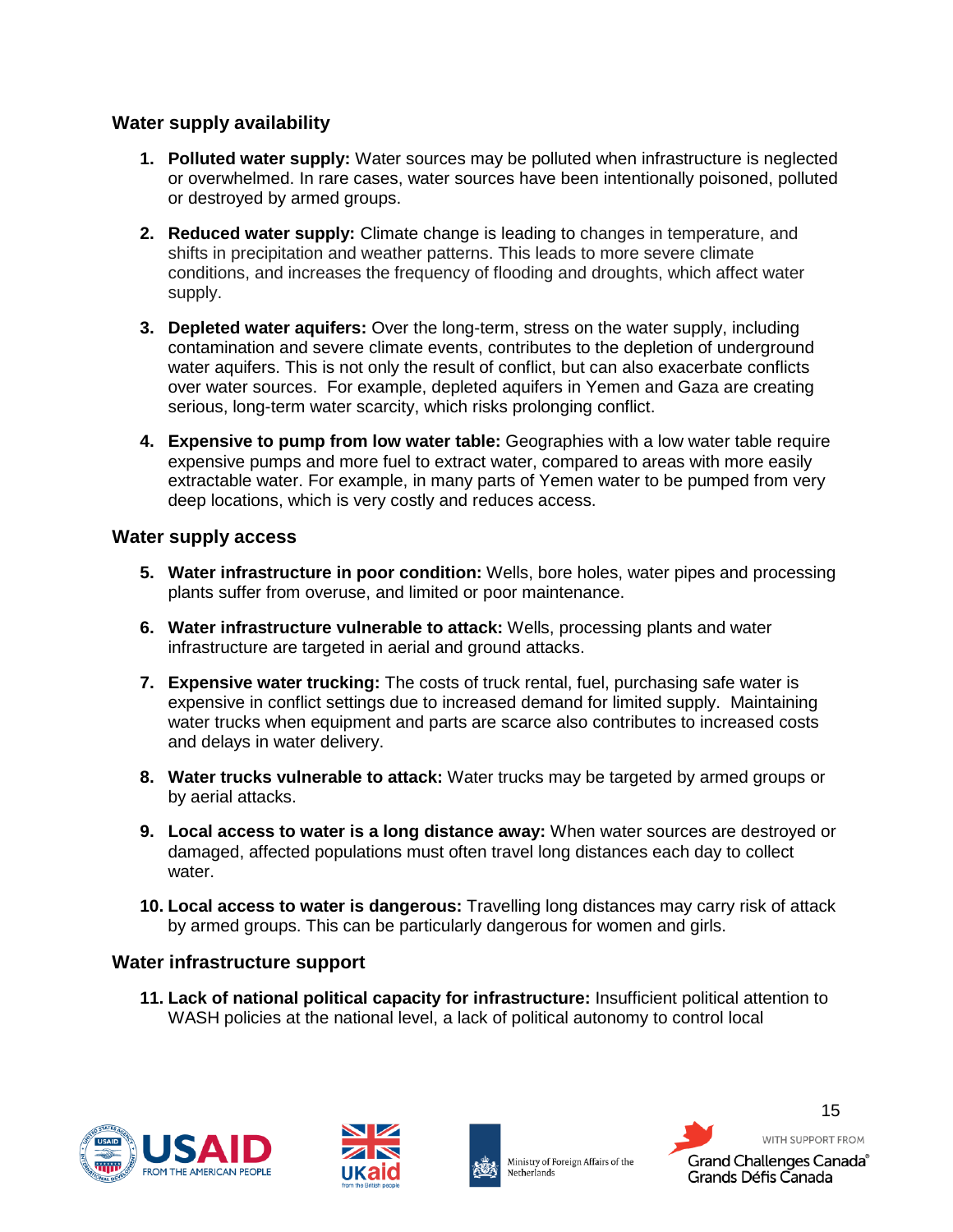## Water supply availability

1. **Polluted water supply:** Water sources may be polluted when infrastructure is neglected or overwhelmed. In rare cases, water sources have been intentionally poisoned, polluted or destroyed by armed groups.

2. **Reduced water supply:** Climate change is leading to changes in temperature, and shifts in precipitation and weather patterns. This leads to more severe climate conditions, and increases the frequency of flooding and droughts, which affect water supply.

3. **Depleted water aquifers:** Over the long-term, stress on the water supply, including contamination and severe climate events, contributes to the depletion of underground water aquifers. This is not only the result of conflict, but can also exacerbate conflicts over water sources. For example, depleted aquifers in Yemen and Gaza are creating serious, long-term water scarcity, which risks prolonging conflict.

4. **Expensive to pump from low water table:** Geographies with a low water table require expensive pumps and more fuel to extract water, compared to areas with more easily extractable water. For example, in many parts of Yemen water to be pumped from very deep locations, which is very costly and reduces access.

## Water supply access

5. **Water infrastructure in poor condition:** Wells, bore holes, water pipes and processing plants suffer from overuse, and limited or poor maintenance.

6. **Water infrastructure vulnerable to attack:** Wells, processing plants and water infrastructure are targeted in aerial and ground attacks.

7. **Expensive water trucking:** The costs of truck rental, fuel, purchasing safe water is expensive in conflict settings due to increased demand for limited supply. Maintaining water trucks when equipment and parts are scarce also contributes to increased costs and delays in water delivery.

8. **Water trucks vulnerable to attack:** Water trucks may be targeted by armed groups or by aerial attacks.

9. **Local access to water is a long distance away:** When water sources are destroyed or damaged, affected populations must often travel long distances each day to collect water.

10. **Local access to water is dangerous:** Travelling long distances may carry risk of attack by armed groups. This can be particularly dangerous for women and girls.

## Water infrastructure support

11. **Lack of national political capacity for infrastructure:** Insufficient political attention to WASH policies at the national level, a lack of political autonomy to control local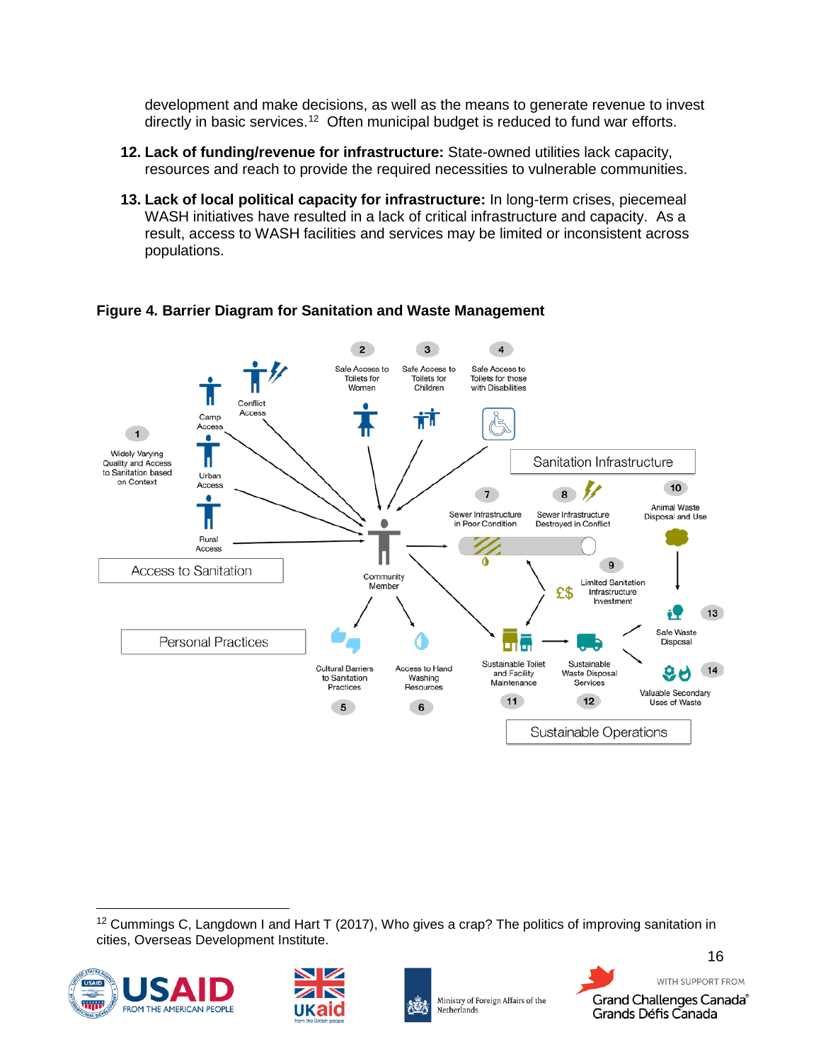development and make decisions, as well as the means to generate revenue to invest directly in basic services.[12] Often municipal budget is reduced to fund war efforts.

12. **Lack of funding/revenue for infrastructure:** State-owned utilities lack capacity, resources and reach to provide the required necessities to vulnerable communities.

13. **Lack of local political capacity for infrastructure:** In long-term crises, piecemeal WASH initiatives have resulted in a lack of critical infrastructure and capacity. As a result, access to WASH facilities and services may be limited or inconsistent across populations.

**Figure 4. Barrier Diagram for Sanitation and Waste Management**

Access to Sanitation
1. Widely Varying Quality and Access to Sanitation based on Context
- Camp Access
- Conflict Access
- Urban Access
- Rural Access
2. Safe Access to Toilets for Women
3. Safe Access to Toilets for Children
4. Safe Access to Toilets for those with Disabilities

Community Member

Sanitation Infrastructure
7. Sewer Infrastructure in Poor Condition
8. Sewer Infrastructure Destroyed in Conflict
9. Limited Sanitation Infrastructure Investment
10. Animal Waste Disposal and Use

Personal Practices
5. Cultural Barriers to Sanitation Practices
6. Access to Hand Washing Resources

Sustainable Operations
11. Sustainable Toilet and Facility Maintenance
12. Sustainable Waste Disposal Services
13. Safe Waste Disposal
14. Valuable Secondary Uses of Waste

[12] Cummings C, Langdown I and Hart T (2017), Who gives a crap? The politics of improving sanitation in cities, Overseas Development Institute.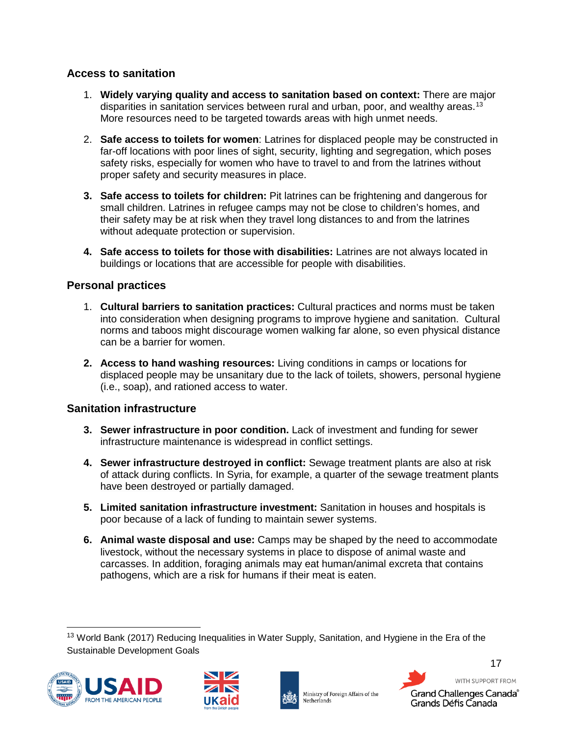### Access to sanitation

1. **Widely varying quality and access to sanitation based on context:** There are major disparities in sanitation services between rural and urban, poor, and wealthy areas.[13] More resources need to be targeted towards areas with high unmet needs.

2. **Safe access to toilets for women**: Latrines for displaced people may be constructed in far-off locations with poor lines of sight, security, lighting and segregation, which poses safety risks, especially for women who have to travel to and from the latrines without proper safety and security measures in place.

3. **Safe access to toilets for children:** Pit latrines can be frightening and dangerous for small children. Latrines in refugee camps may not be close to children's homes, and their safety may be at risk when they travel long distances to and from the latrines without adequate protection or supervision.

4. **Safe access to toilets for those with disabilities:** Latrines are not always located in buildings or locations that are accessible for people with disabilities.

### Personal practices

1. **Cultural barriers to sanitation practices:** Cultural practices and norms must be taken into consideration when designing programs to improve hygiene and sanitation. Cultural norms and taboos might discourage women walking far alone, so even physical distance can be a barrier for women.

2. **Access to hand washing resources:** Living conditions in camps or locations for displaced people may be unsanitary due to the lack of toilets, showers, personal hygiene (i.e., soap), and rationed access to water.

### Sanitation infrastructure

3. **Sewer infrastructure in poor condition.** Lack of investment and funding for sewer infrastructure maintenance is widespread in conflict settings.

4. **Sewer infrastructure destroyed in conflict:** Sewage treatment plants are also at risk of attack during conflicts. In Syria, for example, a quarter of the sewage treatment plants have been destroyed or partially damaged.

5. **Limited sanitation infrastructure investment:** Sanitation in houses and hospitals is poor because of a lack of funding to maintain sewer systems.

6. **Animal waste disposal and use:** Camps may be shaped by the need to accommodate livestock, without the necessary systems in place to dispose of animal waste and carcasses. In addition, foraging animals may eat human/animal excreta that contains pathogens, which are a risk for humans if their meat is eaten.

---

[13] World Bank (2017) Reducing Inequalities in Water Supply, Sanitation, and Hygiene in the Era of the Sustainable Development Goals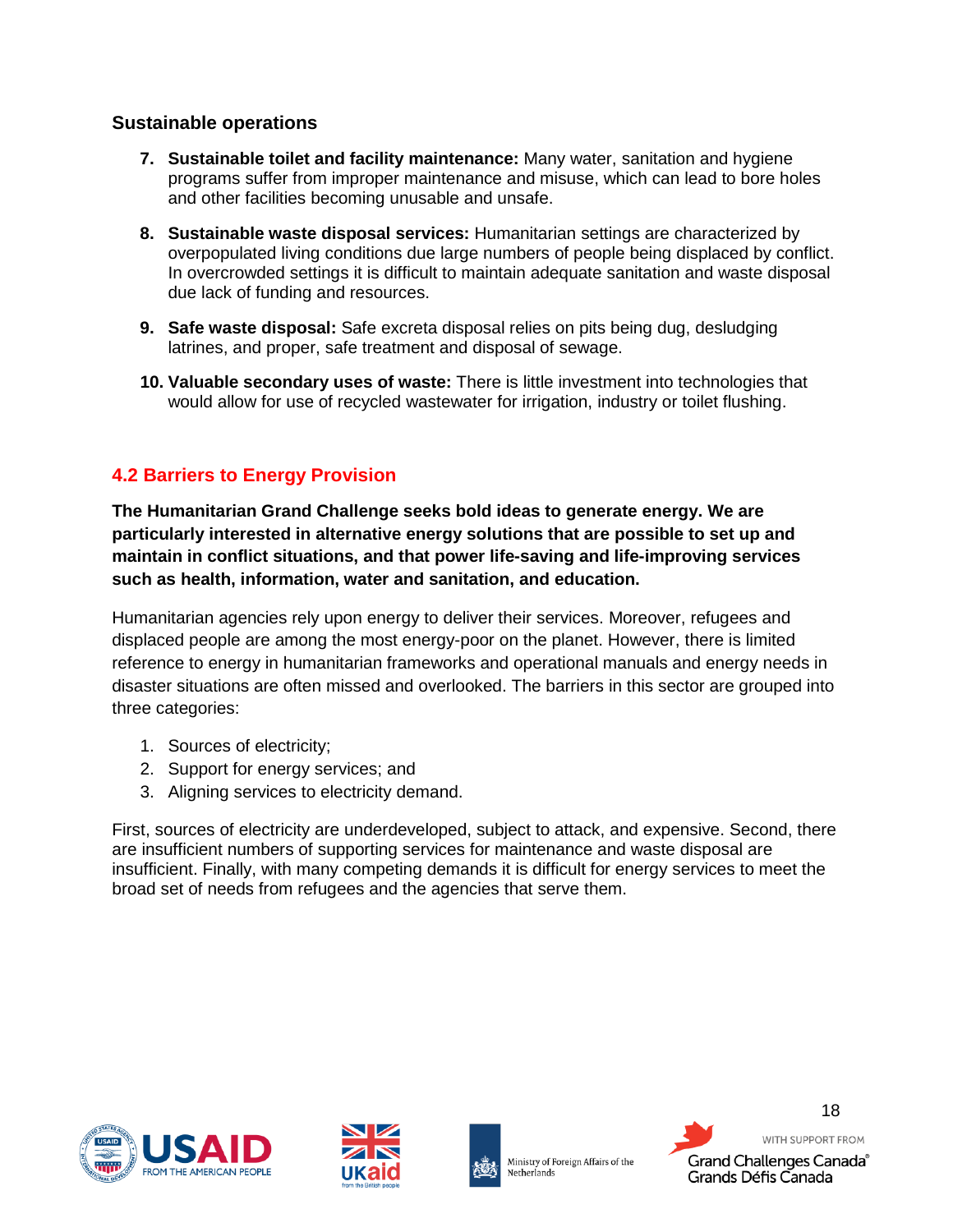### Sustainable operations

7. **Sustainable toilet and facility maintenance:** Many water, sanitation and hygiene programs suffer from improper maintenance and misuse, which can lead to bore holes and other facilities becoming unusable and unsafe.

8. **Sustainable waste disposal services:** Humanitarian settings are characterized by overpopulated living conditions due large numbers of people being displaced by conflict. In overcrowded settings it is difficult to maintain adequate sanitation and waste disposal due lack of funding and resources.

9. **Safe waste disposal:** Safe excreta disposal relies on pits being dug, desludging latrines, and proper, safe treatment and disposal of sewage.

10. **Valuable secondary uses of waste:** There is little investment into technologies that would allow for use of recycled wastewater for irrigation, industry or toilet flushing.

## 4.2 Barriers to Energy Provision

**The Humanitarian Grand Challenge seeks bold ideas to generate energy. We are particularly interested in alternative energy solutions that are possible to set up and maintain in conflict situations, and that power life-saving and life-improving services such as health, information, water and sanitation, and education.**

Humanitarian agencies rely upon energy to deliver their services. Moreover, refugees and displaced people are among the most energy-poor on the planet. However, there is limited reference to energy in humanitarian frameworks and operational manuals and energy needs in disaster situations are often missed and overlooked. The barriers in this sector are grouped into three categories:

1. Sources of electricity;
2. Support for energy services; and
3. Aligning services to electricity demand.

First, sources of electricity are underdeveloped, subject to attack, and expensive. Second, there are insufficient numbers of supporting services for maintenance and waste disposal are insufficient. Finally, with many competing demands it is difficult for energy services to meet the broad set of needs from refugees and the agencies that serve them.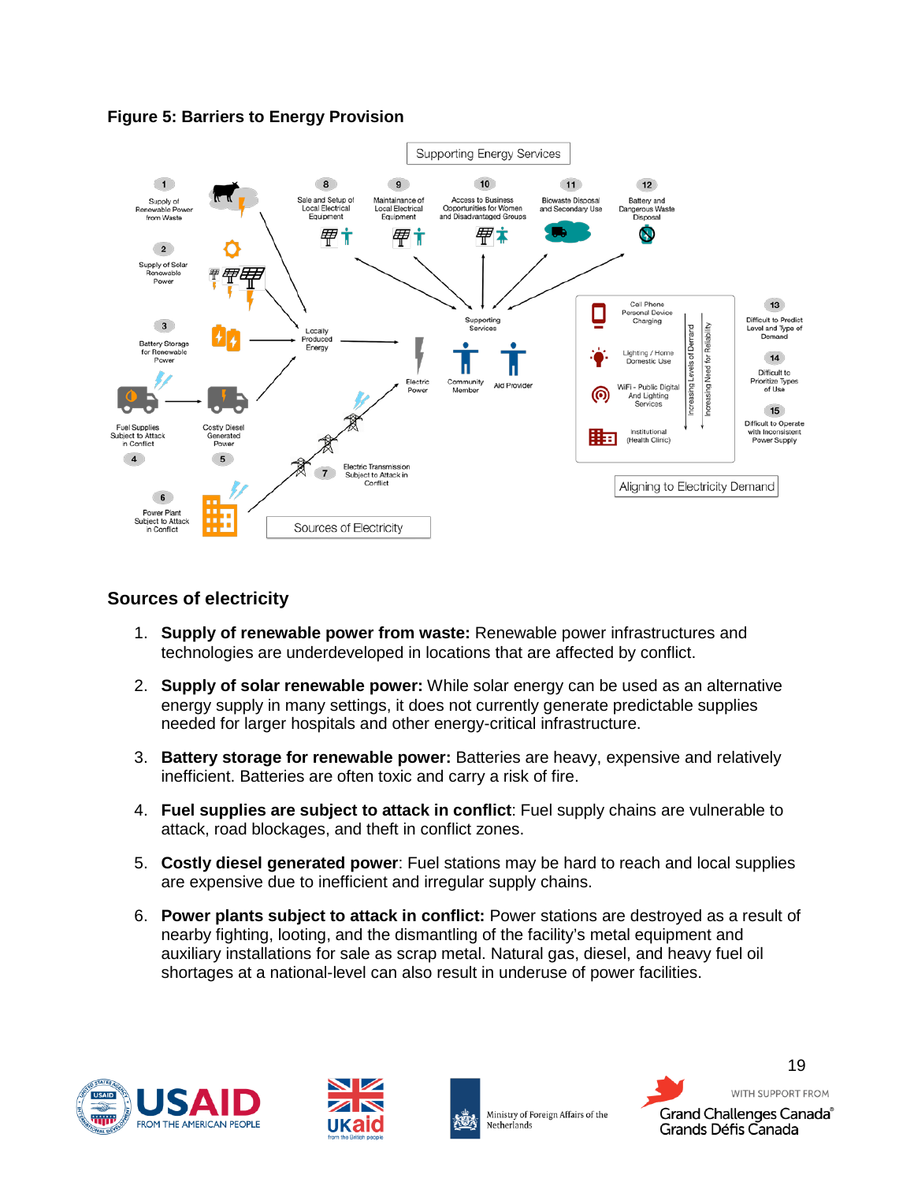**Figure 5: Barriers to Energy Provision**

## Sources of electricity

1. **Supply of renewable power from waste:** Renewable power infrastructures and technologies are underdeveloped in locations that are affected by conflict.
2. **Supply of solar renewable power:** While solar energy can be used as an alternative energy supply in many settings, it does not currently generate predictable supplies needed for larger hospitals and other energy-critical infrastructure.
3. **Battery storage for renewable power:** Batteries are heavy, expensive and relatively inefficient. Batteries are often toxic and carry a risk of fire.
4. **Fuel supplies are subject to attack in conflict**: Fuel supply chains are vulnerable to attack, road blockages, and theft in conflict zones.
5. **Costly diesel generated power**: Fuel stations may be hard to reach and local supplies are expensive due to inefficient and irregular supply chains.
6. **Power plants subject to attack in conflict:** Power stations are destroyed as a result of nearby fighting, looting, and the dismantling of the facility's metal equipment and auxiliary installations for sale as scrap metal. Natural gas, diesel, and heavy fuel oil shortages at a national-level can also result in underuse of power facilities.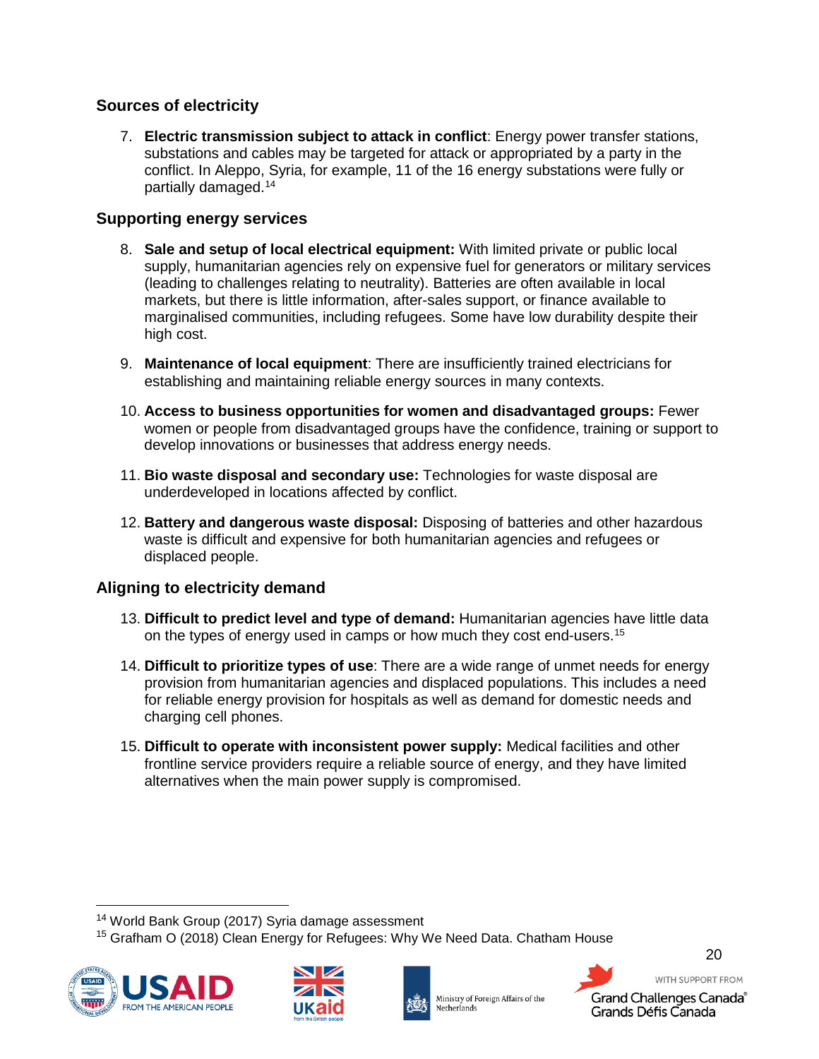## Sources of electricity

7. **Electric transmission subject to attack in conflict**: Energy power transfer stations, substations and cables may be targeted for attack or appropriated by a party in the conflict. In Aleppo, Syria, for example, 11 of the 16 energy substations were fully or partially damaged.[14]

## Supporting energy services

8. **Sale and setup of local electrical equipment:** With limited private or public local supply, humanitarian agencies rely on expensive fuel for generators or military services (leading to challenges relating to neutrality). Batteries are often available in local markets, but there is little information, after-sales support, or finance available to marginalised communities, including refugees. Some have low durability despite their high cost.

9. **Maintenance of local equipment**: There are insufficiently trained electricians for establishing and maintaining reliable energy sources in many contexts.

10. **Access to business opportunities for women and disadvantaged groups:** Fewer women or people from disadvantaged groups have the confidence, training or support to develop innovations or businesses that address energy needs.

11. **Bio waste disposal and secondary use:** Technologies for waste disposal are underdeveloped in locations affected by conflict.

12. **Battery and dangerous waste disposal:** Disposing of batteries and other hazardous waste is difficult and expensive for both humanitarian agencies and refugees or displaced people.

## Aligning to electricity demand

13. **Difficult to predict level and type of demand:** Humanitarian agencies have little data on the types of energy used in camps or how much they cost end-users.[15]

14. **Difficult to prioritize types of use**: There are a wide range of unmet needs for energy provision from humanitarian agencies and displaced populations. This includes a need for reliable energy provision for hospitals as well as demand for domestic needs and charging cell phones.

15. **Difficult to operate with inconsistent power supply:** Medical facilities and other frontline service providers require a reliable source of energy, and they have limited alternatives when the main power supply is compromised.

---

[14] World Bank Group (2017) Syria damage assessment

[15] Grafham O (2018) Clean Energy for Refugees: Why We Need Data. Chatham House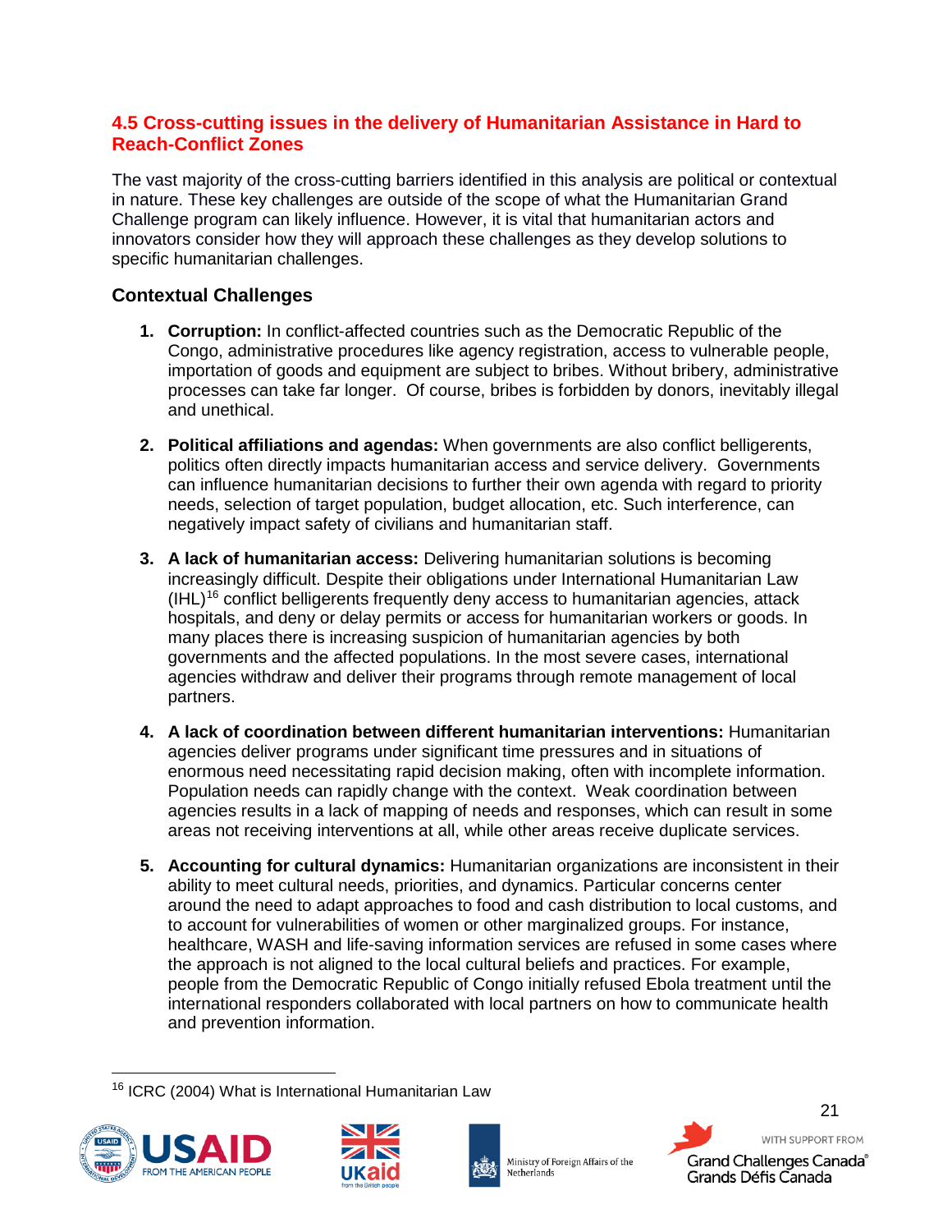## 4.5 Cross-cutting issues in the delivery of Humanitarian Assistance in Hard to Reach-Conflict Zones

The vast majority of the cross-cutting barriers identified in this analysis are political or contextual in nature. These key challenges are outside of the scope of what the Humanitarian Grand Challenge program can likely influence. However, it is vital that humanitarian actors and innovators consider how they will approach these challenges as they develop solutions to specific humanitarian challenges.

### Contextual Challenges

1. **Corruption:** In conflict-affected countries such as the Democratic Republic of the Congo, administrative procedures like agency registration, access to vulnerable people, importation of goods and equipment are subject to bribes. Without bribery, administrative processes can take far longer. Of course, bribes is forbidden by donors, inevitably illegal and unethical.

2. **Political affiliations and agendas:** When governments are also conflict belligerents, politics often directly impacts humanitarian access and service delivery. Governments can influence humanitarian decisions to further their own agenda with regard to priority needs, selection of target population, budget allocation, etc. Such interference, can negatively impact safety of civilians and humanitarian staff.

3. **A lack of humanitarian access:** Delivering humanitarian solutions is becoming increasingly difficult. Despite their obligations under International Humanitarian Law (IHL)[16] conflict belligerents frequently deny access to humanitarian agencies, attack hospitals, and deny or delay permits or access for humanitarian workers or goods. In many places there is increasing suspicion of humanitarian agencies by both governments and the affected populations. In the most severe cases, international agencies withdraw and deliver their programs through remote management of local partners.

4. **A lack of coordination between different humanitarian interventions:** Humanitarian agencies deliver programs under significant time pressures and in situations of enormous need necessitating rapid decision making, often with incomplete information. Population needs can rapidly change with the context. Weak coordination between agencies results in a lack of mapping of needs and responses, which can result in some areas not receiving interventions at all, while other areas receive duplicate services.

5. **Accounting for cultural dynamics:** Humanitarian organizations are inconsistent in their ability to meet cultural needs, priorities, and dynamics. Particular concerns center around the need to adapt approaches to food and cash distribution to local customs, and to account for vulnerabilities of women or other marginalized groups. For instance, healthcare, WASH and life-saving information services are refused in some cases where the approach is not aligned to the local cultural beliefs and practices. For example, people from the Democratic Republic of Congo initially refused Ebola treatment until the international responders collaborated with local partners on how to communicate health and prevention information.

[16] ICRC (2004) What is International Humanitarian Law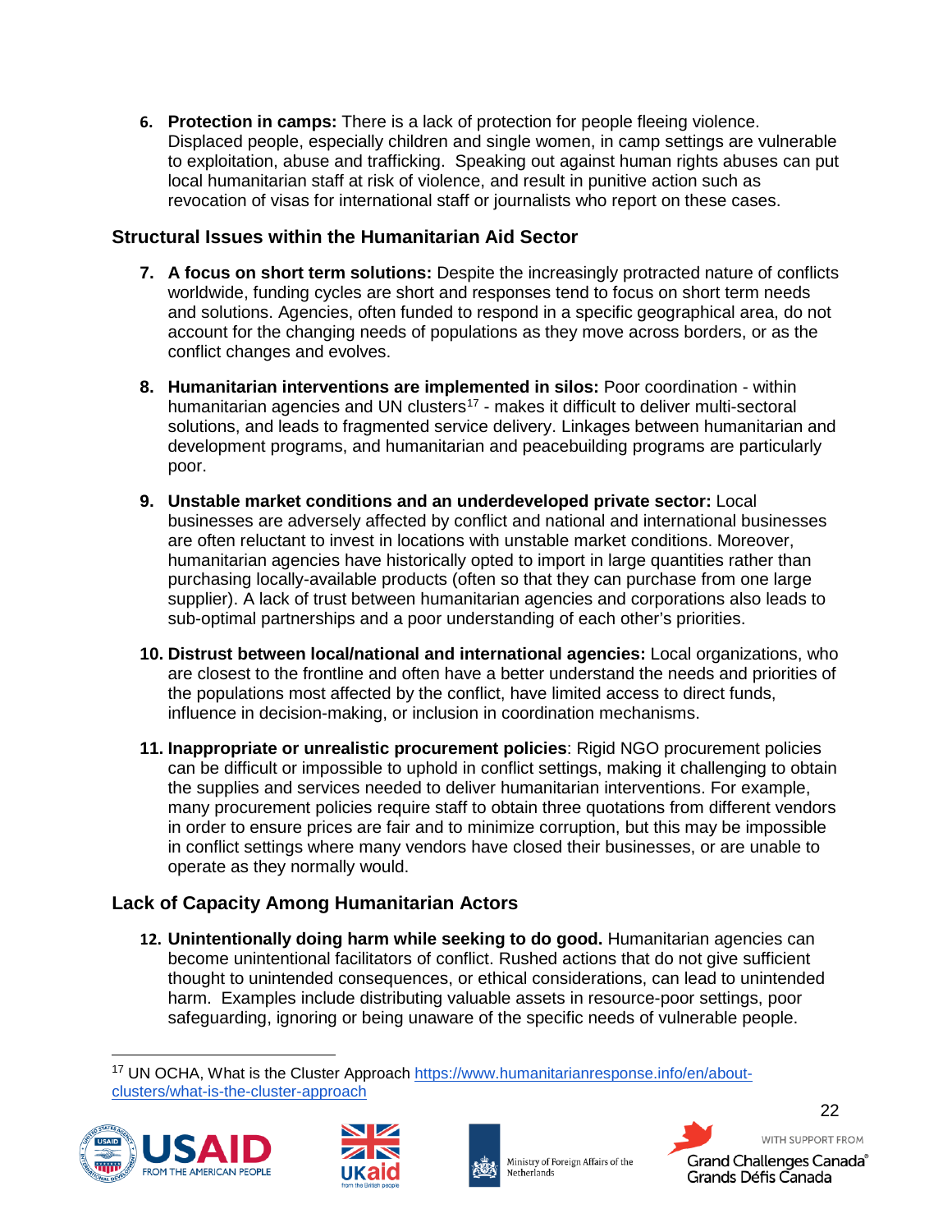6. **Protection in camps:** There is a lack of protection for people fleeing violence. Displaced people, especially children and single women, in camp settings are vulnerable to exploitation, abuse and trafficking. Speaking out against human rights abuses can put local humanitarian staff at risk of violence, and result in punitive action such as revocation of visas for international staff or journalists who report on these cases.

## Structural Issues within the Humanitarian Aid Sector

7. **A focus on short term solutions:** Despite the increasingly protracted nature of conflicts worldwide, funding cycles are short and responses tend to focus on short term needs and solutions. Agencies, often funded to respond in a specific geographical area, do not account for the changing needs of populations as they move across borders, or as the conflict changes and evolves.

8. **Humanitarian interventions are implemented in silos:** Poor coordination - within humanitarian agencies and UN clusters[17] - makes it difficult to deliver multi-sectoral solutions, and leads to fragmented service delivery. Linkages between humanitarian and development programs, and humanitarian and peacebuilding programs are particularly poor.

9. **Unstable market conditions and an underdeveloped private sector:** Local businesses are adversely affected by conflict and national and international businesses are often reluctant to invest in locations with unstable market conditions. Moreover, humanitarian agencies have historically opted to import in large quantities rather than purchasing locally-available products (often so that they can purchase from one large supplier). A lack of trust between humanitarian agencies and corporations also leads to sub-optimal partnerships and a poor understanding of each other's priorities.

10. **Distrust between local/national and international agencies:** Local organizations, who are closest to the frontline and often have a better understand the needs and priorities of the populations most affected by the conflict, have limited access to direct funds, influence in decision-making, or inclusion in coordination mechanisms.

11. **Inappropriate or unrealistic procurement policies**: Rigid NGO procurement policies can be difficult or impossible to uphold in conflict settings, making it challenging to obtain the supplies and services needed to deliver humanitarian interventions. For example, many procurement policies require staff to obtain three quotations from different vendors in order to ensure prices are fair and to minimize corruption, but this may be impossible in conflict settings where many vendors have closed their businesses, or are unable to operate as they normally would.

## Lack of Capacity Among Humanitarian Actors

12. **Unintentionally doing harm while seeking to do good.** Humanitarian agencies can become unintentional facilitators of conflict. Rushed actions that do not give sufficient thought to unintended consequences, or ethical considerations, can lead to unintended harm. Examples include distributing valuable assets in resource-poor settings, poor safeguarding, ignoring or being unaware of the specific needs of vulnerable people.

---

[17] UN OCHA, What is the Cluster Approach https://www.humanitarianresponse.info/en/about-clusters/what-is-the-cluster-approach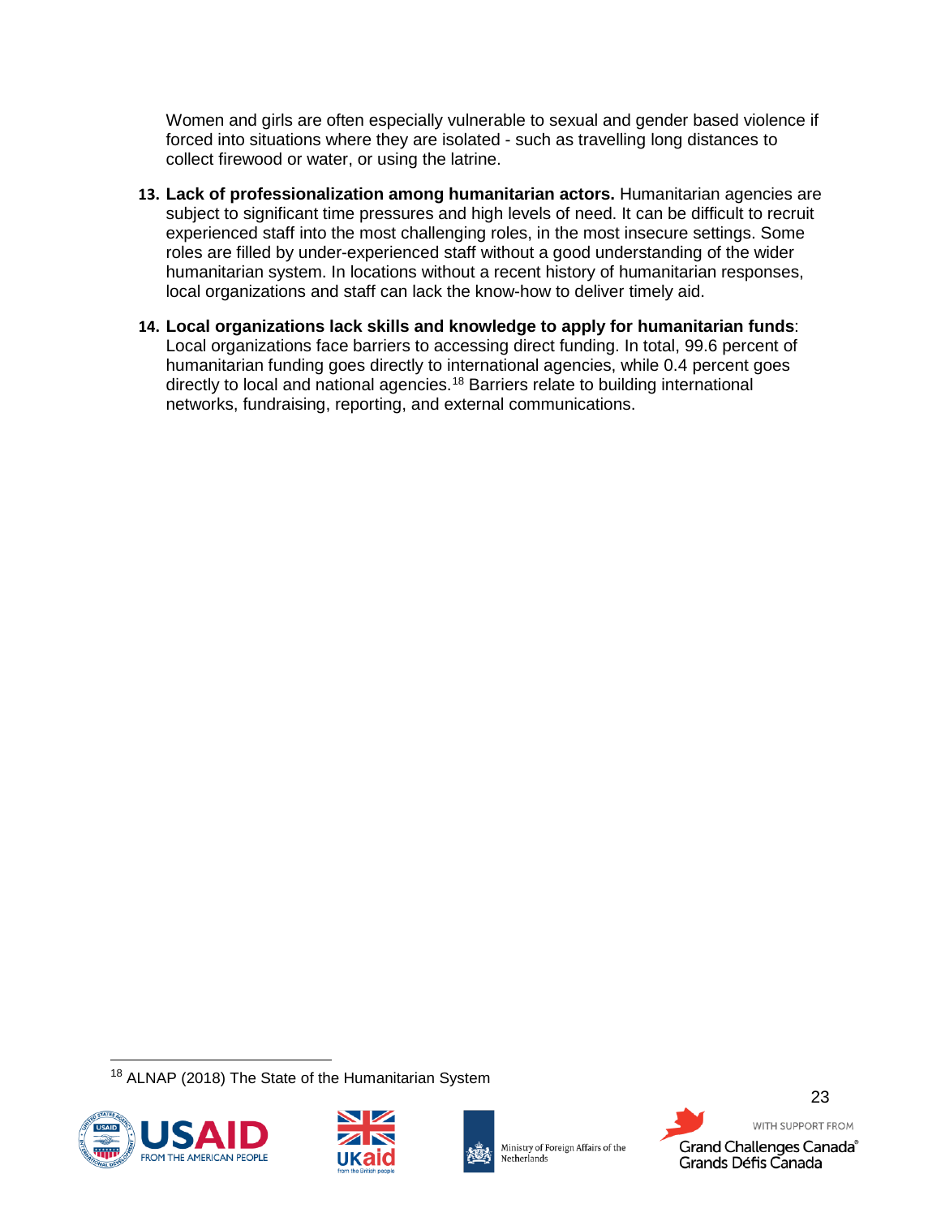Women and girls are often especially vulnerable to sexual and gender based violence if forced into situations where they are isolated - such as travelling long distances to collect firewood or water, or using the latrine.

13. **Lack of professionalization among humanitarian actors.** Humanitarian agencies are subject to significant time pressures and high levels of need. It can be difficult to recruit experienced staff into the most challenging roles, in the most insecure settings. Some roles are filled by under-experienced staff without a good understanding of the wider humanitarian system. In locations without a recent history of humanitarian responses, local organizations and staff can lack the know-how to deliver timely aid.

14. **Local organizations lack skills and knowledge to apply for humanitarian funds**: Local organizations face barriers to accessing direct funding. In total, 99.6 percent of humanitarian funding goes directly to international agencies, while 0.4 percent goes directly to local and national agencies.[18] Barriers relate to building international networks, fundraising, reporting, and external communications.

[18] ALNAP (2018) The State of the Humanitarian System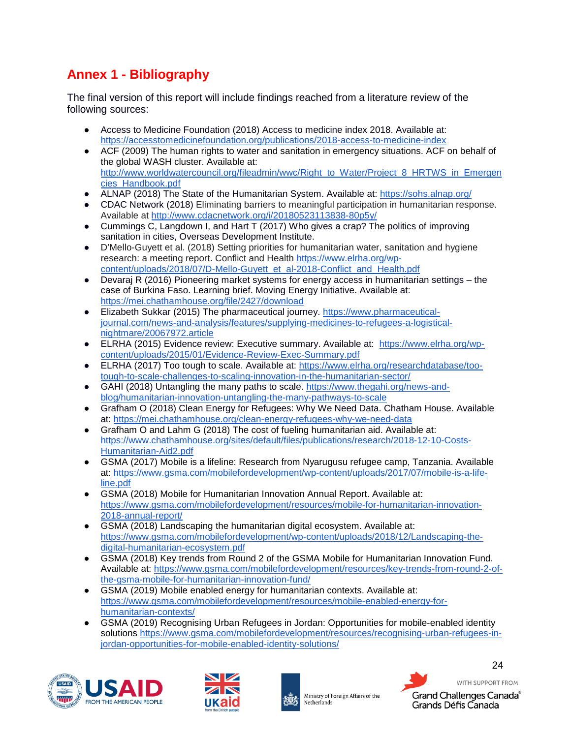# Annex 1 - Bibliography

The final version of this report will include findings reached from a literature review of the following sources:

- Access to Medicine Foundation (2018) Access to medicine index 2018. Available at: https://accesstomedicinefoundation.org/publications/2018-access-to-medicine-index
- ACF (2009) The human rights to water and sanitation in emergency situations. ACF on behalf of the global WASH cluster. Available at: http://www.worldwatercouncil.org/fileadmin/wwc/Right_to_Water/Project_8_HRTWS_in_Emergencies_Handbook.pdf
- ALNAP (2018) The State of the Humanitarian System. Available at: https://sohs.alnap.org/
- CDAC Network (2018) Eliminating barriers to meaningful participation in humanitarian response. Available at http://www.cdacnetwork.org/i/20180523113838-80p5y/
- Cummings C, Langdown I, and Hart T (2017) Who gives a crap? The politics of improving sanitation in cities, Overseas Development Institute.
- D'Mello-Guyett et al. (2018) Setting priorities for humanitarian water, sanitation and hygiene research: a meeting report. Conflict and Health https://www.elrha.org/wp-content/uploads/2018/07/D-Mello-Guyett_et_al-2018-Conflict_and_Health.pdf
- Devaraj R (2016) Pioneering market systems for energy access in humanitarian settings – the case of Burkina Faso. Learning brief. Moving Energy Initiative. Available at: https://mei.chathamhouse.org/file/2427/download
- Elizabeth Sukkar (2015) The pharmaceutical journey. https://www.pharmaceutical-journal.com/news-and-analysis/features/supplying-medicines-to-refugees-a-logistical-nightmare/20067972.article
- ELRHA (2015) Evidence review: Executive summary. Available at: https://www.elrha.org/wp-content/uploads/2015/01/Evidence-Review-Exec-Summary.pdf
- ELRHA (2017) Too tough to scale. Available at: https://www.elrha.org/researchdatabase/too-tough-to-scale-challenges-to-scaling-innovation-in-the-humanitarian-sector/
- GAHI (2018) Untangling the many paths to scale. https://www.thegahi.org/news-and-blog/humanitarian-innovation-untangling-the-many-pathways-to-scale
- Grafham O (2018) Clean Energy for Refugees: Why We Need Data. Chatham House. Available at: https://mei.chathamhouse.org/clean-energy-refugees-why-we-need-data
- Grafham O and Lahm G (2018) The cost of fueling humanitarian aid. Available at: https://www.chathamhouse.org/sites/default/files/publications/research/2018-12-10-Costs-Humanitarian-Aid2.pdf
- GSMA (2017) Mobile is a lifeline: Research from Nyarugusu refugee camp, Tanzania. Available at: https://www.gsma.com/mobilefordevelopment/wp-content/uploads/2017/07/mobile-is-a-life-line.pdf
- GSMA (2018) Mobile for Humanitarian Innovation Annual Report. Available at: https://www.gsma.com/mobilefordevelopment/resources/mobile-for-humanitarian-innovation-2018-annual-report/
- GSMA (2018) Landscaping the humanitarian digital ecosystem. Available at: https://www.gsma.com/mobilefordevelopment/wp-content/uploads/2018/12/Landscaping-the-digital-humanitarian-ecosystem.pdf
- GSMA (2018) Key trends from Round 2 of the GSMA Mobile for Humanitarian Innovation Fund. Available at: https://www.gsma.com/mobilefordevelopment/resources/key-trends-from-round-2-of-the-gsma-mobile-for-humanitarian-innovation-fund/
- GSMA (2019) Mobile enabled energy for humanitarian contexts. Available at: https://www.gsma.com/mobilefordevelopment/resources/mobile-enabled-energy-for-humanitarian-contexts/
- GSMA (2019) Recognising Urban Refugees in Jordan: Opportunities for mobile-enabled identity solutions https://www.gsma.com/mobilefordevelopment/resources/recognising-urban-refugees-in-jordan-opportunities-for-mobile-enabled-identity-solutions/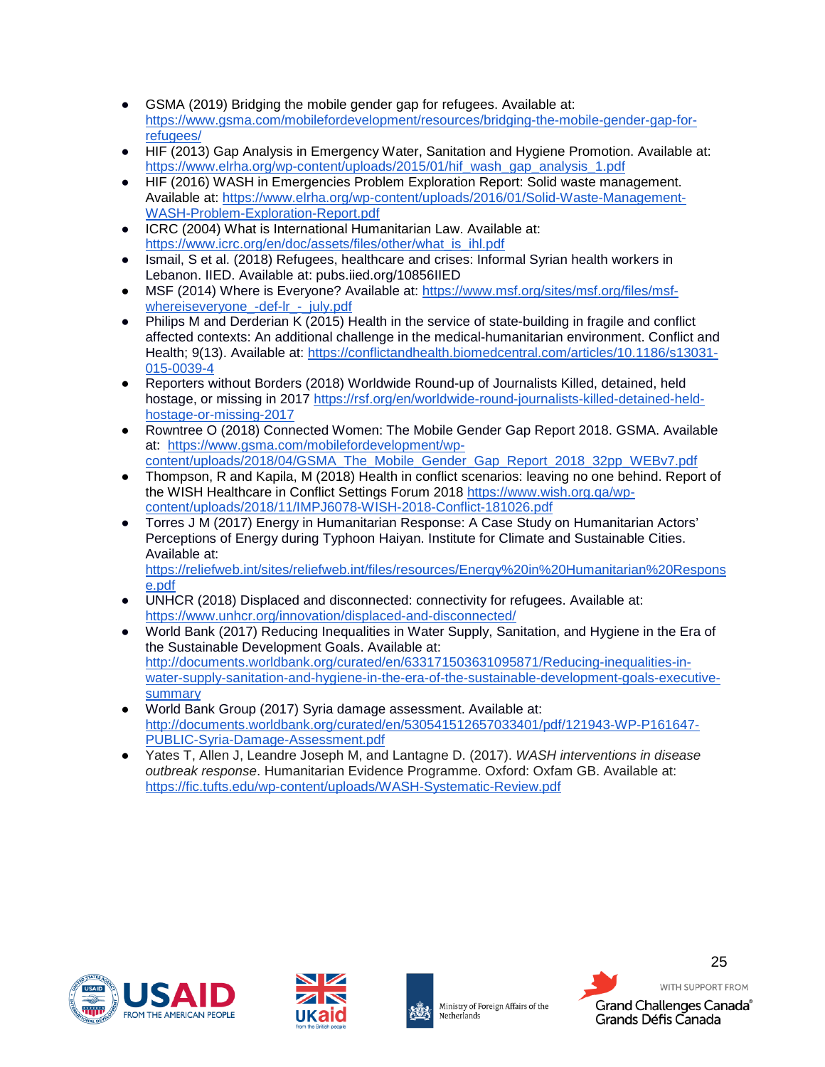- GSMA (2019) Bridging the mobile gender gap for refugees. Available at: https://www.gsma.com/mobilefordevelopment/resources/bridging-the-mobile-gender-gap-for-refugees/
- HIF (2013) Gap Analysis in Emergency Water, Sanitation and Hygiene Promotion. Available at: https://www.elrha.org/wp-content/uploads/2015/01/hif_wash_gap_analysis_1.pdf
- HIF (2016) WASH in Emergencies Problem Exploration Report: Solid waste management. Available at: https://www.elrha.org/wp-content/uploads/2016/01/Solid-Waste-Management-WASH-Problem-Exploration-Report.pdf
- ICRC (2004) What is International Humanitarian Law. Available at: https://www.icrc.org/en/doc/assets/files/other/what_is_ihl.pdf
- Ismail, S et al. (2018) Refugees, healthcare and crises: Informal Syrian health workers in Lebanon. IIED. Available at: pubs.iied.org/10856IIED
- MSF (2014) Where is Everyone? Available at: https://www.msf.org/sites/msf.org/files/msf-whereiseveryone_-def-lr_-_july.pdf
- Philips M and Derderian K (2015) Health in the service of state-building in fragile and conflict affected contexts: An additional challenge in the medical-humanitarian environment. Conflict and Health; 9(13). Available at: https://conflictandhealth.biomedcentral.com/articles/10.1186/s13031-015-0039-4
- Reporters without Borders (2018) Worldwide Round-up of Journalists Killed, detained, held hostage, or missing in 2017 https://rsf.org/en/worldwide-round-journalists-killed-detained-held-hostage-or-missing-2017
- Rowntree O (2018) Connected Women: The Mobile Gender Gap Report 2018. GSMA. Available at: https://www.gsma.com/mobilefordevelopment/wp-content/uploads/2018/04/GSMA_The_Mobile_Gender_Gap_Report_2018_32pp_WEBv7.pdf
- Thompson, R and Kapila, M (2018) Health in conflict scenarios: leaving no one behind. Report of the WISH Healthcare in Conflict Settings Forum 2018 https://www.wish.org.qa/wp-content/uploads/2018/11/IMPJ6078-WISH-2018-Conflict-181026.pdf
- Torres J M (2017) Energy in Humanitarian Response: A Case Study on Humanitarian Actors' Perceptions of Energy during Typhoon Haiyan. Institute for Climate and Sustainable Cities. Available at: https://reliefweb.int/sites/reliefweb.int/files/resources/Energy%20in%20Humanitarian%20Response.pdf
- UNHCR (2018) Displaced and disconnected: connectivity for refugees. Available at: https://www.unhcr.org/innovation/displaced-and-disconnected/
- World Bank (2017) Reducing Inequalities in Water Supply, Sanitation, and Hygiene in the Era of the Sustainable Development Goals. Available at: http://documents.worldbank.org/curated/en/633171503631095871/Reducing-inequalities-in-water-supply-sanitation-and-hygiene-in-the-era-of-the-sustainable-development-goals-executive-summary
- World Bank Group (2017) Syria damage assessment. Available at: http://documents.worldbank.org/curated/en/530541512657033401/pdf/121943-WP-P161647-PUBLIC-Syria-Damage-Assessment.pdf
- Yates T, Allen J, Leandre Joseph M, and Lantagne D. (2017). *WASH interventions in disease outbreak response*. Humanitarian Evidence Programme. Oxford: Oxfam GB. Available at: https://fic.tufts.edu/wp-content/uploads/WASH-Systematic-Review.pdf